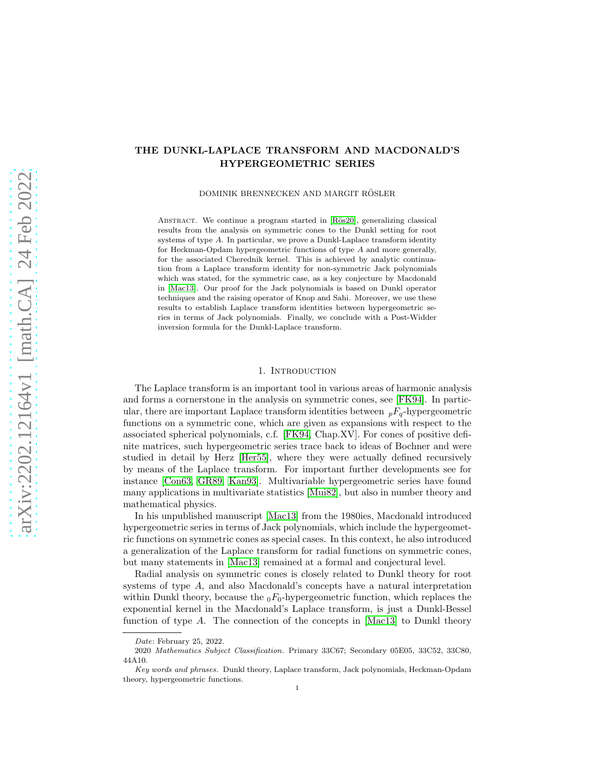# THE DUNKL-LAPLACE TRANSFORM AND MACDONALD'S HYPERGEOMETRIC SERIES

DOMINIK BRENNECKEN AND MARGIT RÖSLER

Abstract. We continue a program started in [Rös20], generalizing classical results from the analysis on symmetric cones to the Dunkl setting for root systems of type $A$. In particular, we prove a Dunkl-Laplace transform identity for Heckman-Opdam hypergeometric functions of type $A$ and more generally, for the associated Cherednik kernel. This is achieved by analytic continuation from a Laplace transform identity for non-symmetric Jack polynomials which was stated, for the symmetric case, as a key conjecture by Macdonald in [Mac13]. Our proof for the Jack polynomials is based on Dunkl operator techniques and the raising operator of Knop and Sahi. Moreover, we use these results to establish Laplace transform identities between hypergeometric series in terms of Jack polynomials. Finally, we conclude with a Post-Widder inversion formula for the Dunkl-Laplace transform.

## 1. Introduction

The Laplace transform is an important tool in various areas of harmonic analysis and forms a cornerstone in the analysis on symmetric cones, see [FK94]. In particular, there are important Laplace transform identities between ${}_pF_q$-hypergeometric functions on a symmetric cone, which are given as expansions with respect to the associated spherical polynomials, c.f. [FK94, Chap.XV]. For cones of positive definite matrices, such hypergeometric series trace back to ideas of Bochner and were studied in detail by Herz [Her55], where they were actually defined recursively by means of the Laplace transform. For important further developments see for instance [Con63, GR89, Kan93]. Multivariable hypergeometric series have found many applications in multivariate statistics [Mui82], but also in number theory and mathematical physics.

In his unpublished manuscript [Mac13] from the 1980ies, Macdonald introduced hypergeometric series in terms of Jack polynomials, which include the hypergeometric functions on symmetric cones as special cases. In this context, he also introduced a generalization of the Laplace transform for radial functions on symmetric cones, but many statements in [Mac13] remained at a formal and conjectural level.

Radial analysis on symmetric cones is closely related to Dunkl theory for root systems of type $A$, and also Macdonald's concepts have a natural interpretation within Dunkl theory, because the ${}_0F_0$-hypergeometric function, which replaces the exponential kernel in the Macdonald's Laplace transform, is just a Dunkl-Bessel function of type $A$. The connection of the concepts in [Mac13] to Dunkl theory

*Date*: February 25, 2022.

2020 *Mathematics Subject Classification.* Primary 33C67; Secondary 05E05, 33C52, 33C80, 44A10.

*Key words and phrases.* Dunkl theory, Laplace transform, Jack polynomials, Heckman-Opdam theory, hypergeometric functions.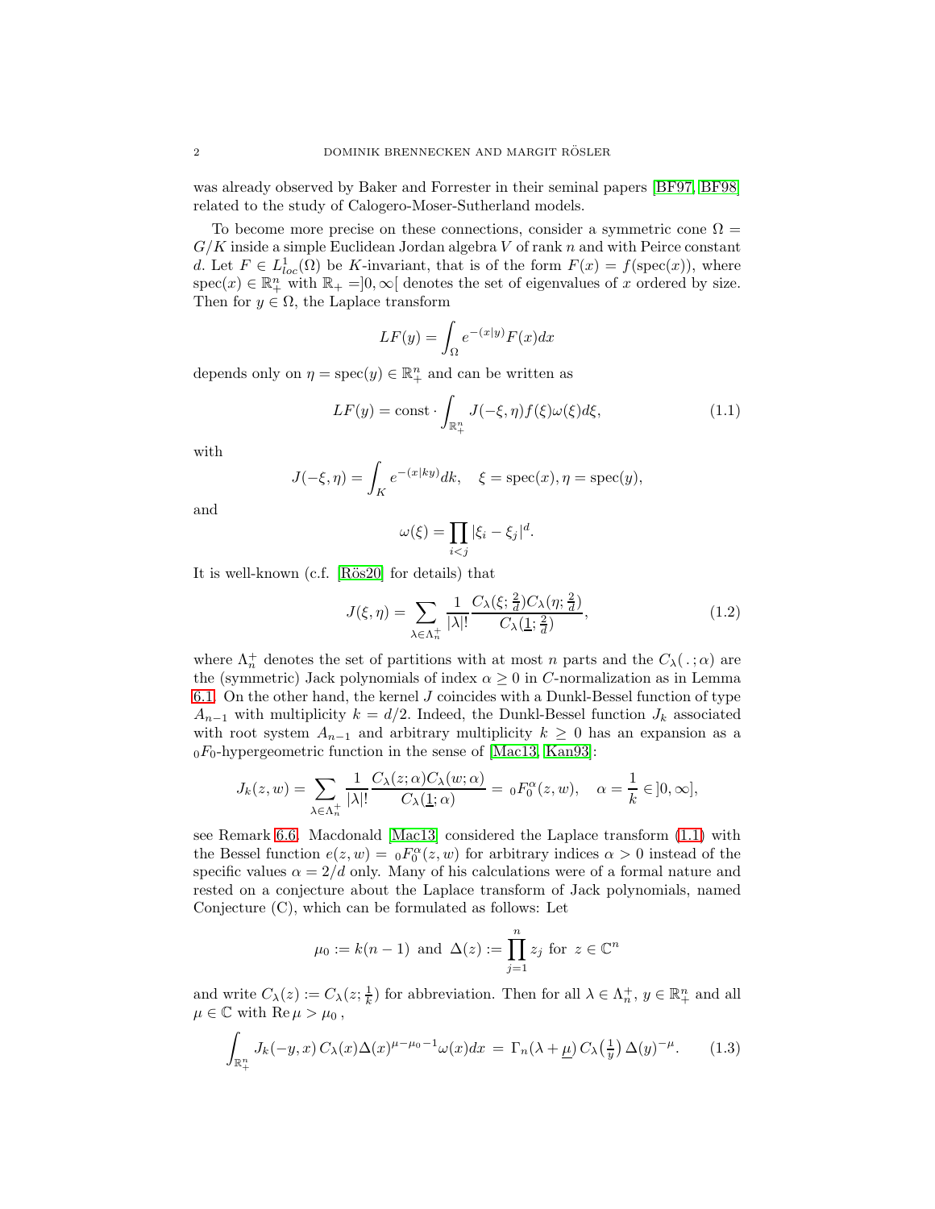was already observed by Baker and Forrester in their seminal papers [BF97, BF98] related to the study of Calogero-Moser-Sutherland models.

To become more precise on these connections, consider a symmetric cone $\Omega = G/K$ inside a simple Euclidean Jordan algebra $V$ of rank $n$ and with Peirce constant $d$. Let $F \in L^1_{loc}(\Omega)$ be $K$-invariant, that is of the form $F(x) = f(\text{spec}(x))$, where $\text{spec}(x) \in \mathbb{R}_+^n$ with $\mathbb{R}_+ = ]0, \infty[$ denotes the set of eigenvalues of $x$ ordered by size. Then for $y \in \Omega$, the Laplace transform

$$LF(y) = \int_\Omega e^{-(x|y)} F(x) dx$$

depends only on $\eta = \text{spec}(y) \in \mathbb{R}_+^n$ and can be written as

$$LF(y) = \text{const} \cdot \int_{\mathbb{R}_+^n} J(-\xi, \eta) f(\xi) \omega(\xi) d\xi, \tag{1.1}$$

with

$$J(-\xi, \eta) = \int_K e^{-(x|ky)} dk, \quad \xi = \text{spec}(x), \eta = \text{spec}(y),$$

and

$$\omega(\xi) = \prod_{i<j} |\xi_i - \xi_j|^d.$$

It is well-known (c.f. [Rös20] for details) that

$$J(\xi, \eta) = \sum_{\lambda \in \Lambda_n^+} \frac{1}{|\lambda|!} \frac{C_\lambda(\xi; \frac{2}{d}) C_\lambda(\eta; \frac{2}{d})}{C_\lambda(\underline{1}; \frac{2}{d})}, \tag{1.2}$$

where $\Lambda_n^+$ denotes the set of partitions with at most $n$ parts and the $C_\lambda(\,.\,;\alpha)$ are the (symmetric) Jack polynomials of index $\alpha \geq 0$ in $C$-normalization as in Lemma 6.1. On the other hand, the kernel $J$ coincides with a Dunkl-Bessel function of type $A_{n-1}$ with multiplicity $k = d/2$. Indeed, the Dunkl-Bessel function $J_k$ associated with root system $A_{n-1}$ and arbitrary multiplicity $k \geq 0$ has an expansion as a ${}_0F_0$-hypergeometric function in the sense of [Mac13, Kan93]:

$$J_k(z, w) = \sum_{\lambda \in \Lambda_n^+} \frac{1}{|\lambda|!} \frac{C_\lambda(z; \alpha) C_\lambda(w; \alpha)}{C_\lambda(\underline{1}; \alpha)} = {}_0F_0^\alpha(z, w), \quad \alpha = \frac{1}{k} \in ]0, \infty],$$

see Remark 6.6. Macdonald [Mac13] considered the Laplace transform (1.1) with the Bessel function $e(z, w) = {}_0F_0^\alpha(z, w)$ for arbitrary indices $\alpha > 0$ instead of the specific values $\alpha = 2/d$ only. Many of his calculations were of a formal nature and rested on a conjecture about the Laplace transform of Jack polynomials, named Conjecture (C), which can be formulated as follows: Let

$$\mu_0 := k(n-1) \text{ and } \Delta(z) := \prod_{j=1}^n z_j \text{ for } z \in \mathbb{C}^n$$

and write $C_\lambda(z) := C_\lambda(z; \frac{1}{k})$ for abbreviation. Then for all $\lambda \in \Lambda_n^+$, $y \in \mathbb{R}_+^n$ and all $\mu \in \mathbb{C}$ with $\operatorname{Re} \mu > \mu_0$,

$$\int_{\mathbb{R}_+^n} J_k(-y, x)\, C_\lambda(x) \Delta(x)^{\mu - \mu_0 - 1} \omega(x) dx \;=\; \Gamma_n(\lambda + \underline{\mu})\, C_\lambda\big(\tfrac{1}{y}\big)\, \Delta(y)^{-\mu}. \tag{1.3}$$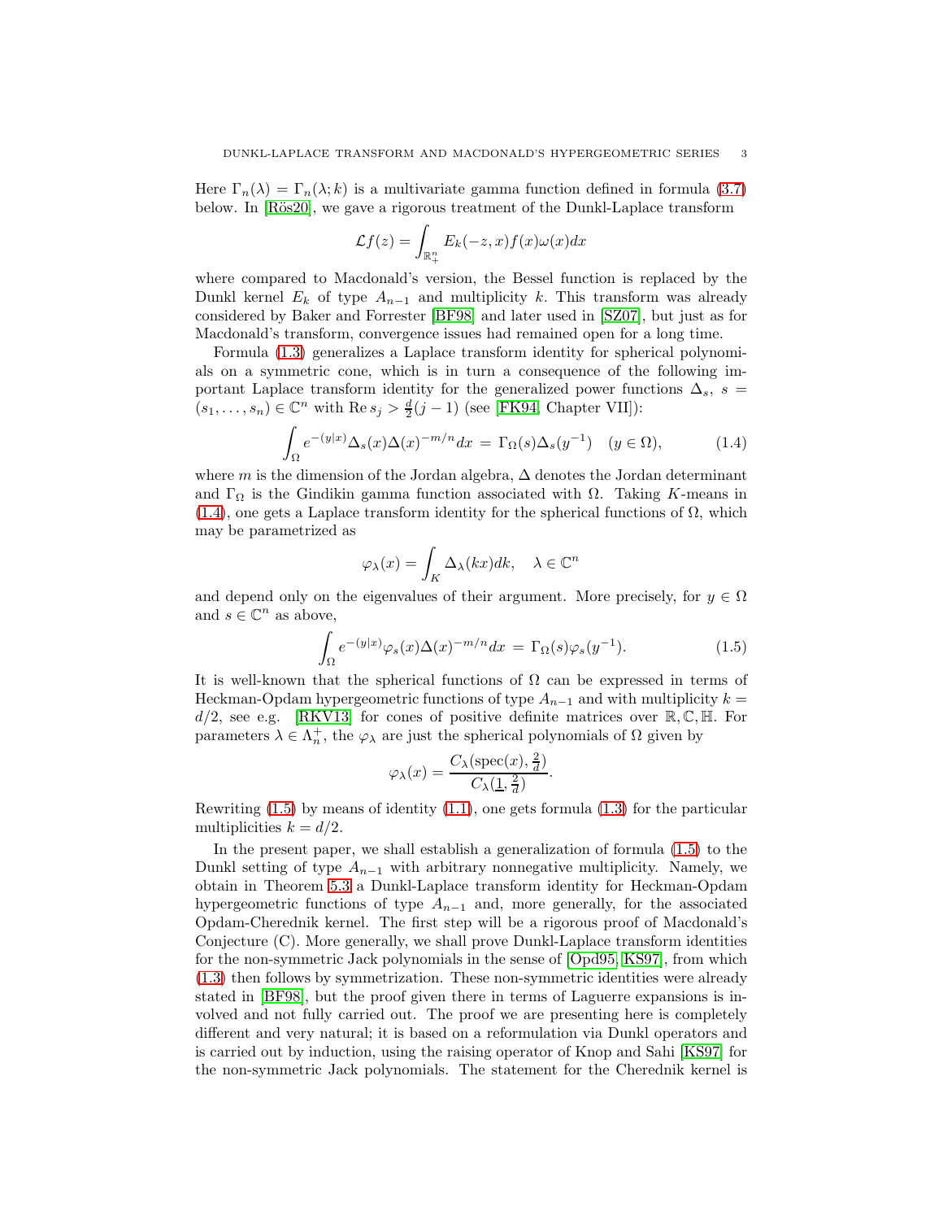Here $\Gamma_n(\lambda) = \Gamma_n(\lambda; k)$ is a multivariate gamma function defined in formula (3.7) below. In [Rös20], we gave a rigorous treatment of the Dunkl-Laplace transform

$$\mathcal{L}f(z) = \int_{\mathbb{R}^n_+} E_k(-z, x) f(x)\omega(x)dx$$

where compared to Macdonald's version, the Bessel function is replaced by the Dunkl kernel $E_k$ of type $A_{n-1}$ and multiplicity $k$. This transform was already considered by Baker and Forrester [BF98] and later used in [SZ07], but just as for Macdonald's transform, convergence issues had remained open for a long time.

Formula (1.3) generalizes a Laplace transform identity for spherical polynomials on a symmetric cone, which is in turn a consequence of the following important Laplace transform identity for the generalized power functions $\Delta_s$, $s = (s_1, \ldots, s_n) \in \mathbb{C}^n$ with $\operatorname{Re} s_j > \frac{d}{2}(j-1)$ (see [FK94, Chapter VII]):

$$\int_\Omega e^{-(y|x)} \Delta_s(x)\Delta(x)^{-m/n} dx \,=\, \Gamma_\Omega(s)\Delta_s(y^{-1}) \quad (y \in \Omega), \tag{1.4}$$

where $m$ is the dimension of the Jordan algebra, $\Delta$ denotes the Jordan determinant and $\Gamma_\Omega$ is the Gindikin gamma function associated with $\Omega$. Taking $K$-means in (1.4), one gets a Laplace transform identity for the spherical functions of $\Omega$, which may be parametrized as

$$\varphi_\lambda(x) = \int_K \Delta_\lambda(kx)dk, \quad \lambda \in \mathbb{C}^n$$

and depend only on the eigenvalues of their argument. More precisely, for $y \in \Omega$ and $s \in \mathbb{C}^n$ as above,

$$\int_\Omega e^{-(y|x)} \varphi_s(x)\Delta(x)^{-m/n} dx \,=\, \Gamma_\Omega(s)\varphi_s(y^{-1}). \tag{1.5}$$

It is well-known that the spherical functions of $\Omega$ can be expressed in terms of Heckman-Opdam hypergeometric functions of type $A_{n-1}$ and with multiplicity $k = d/2$, see e.g. [RKV13] for cones of positive definite matrices over $\mathbb{R}, \mathbb{C}, \mathbb{H}$. For parameters $\lambda \in \Lambda_n^+$, the $\varphi_\lambda$ are just the spherical polynomials of $\Omega$ given by

$$\varphi_\lambda(x) = \frac{C_\lambda(\operatorname{spec}(x), \frac{2}{d})}{C_\lambda(\underline{1}, \frac{2}{d})}.$$

Rewriting (1.5) by means of identity (1.1), one gets formula (1.3) for the particular multiplicities $k = d/2$.

In the present paper, we shall establish a generalization of formula (1.5) to the Dunkl setting of type $A_{n-1}$ with arbitrary nonnegative multiplicity. Namely, we obtain in Theorem 5.3 a Dunkl-Laplace transform identity for Heckman-Opdam hypergeometric functions of type $A_{n-1}$ and, more generally, for the associated Opdam-Cherednik kernel. The first step will be a rigorous proof of Macdonald's Conjecture (C). More generally, we shall prove Dunkl-Laplace transform identities for the non-symmetric Jack polynomials in the sense of [Opd95, KS97], from which (1.3) then follows by symmetrization. These non-symmetric identities were already stated in [BF98], but the proof given there in terms of Laguerre expansions is involved and not fully carried out. The proof we are presenting here is completely different and very natural; it is based on a reformulation via Dunkl operators and is carried out by induction, using the raising operator of Knop and Sahi [KS97] for the non-symmetric Jack polynomials. The statement for the Cherednik kernel is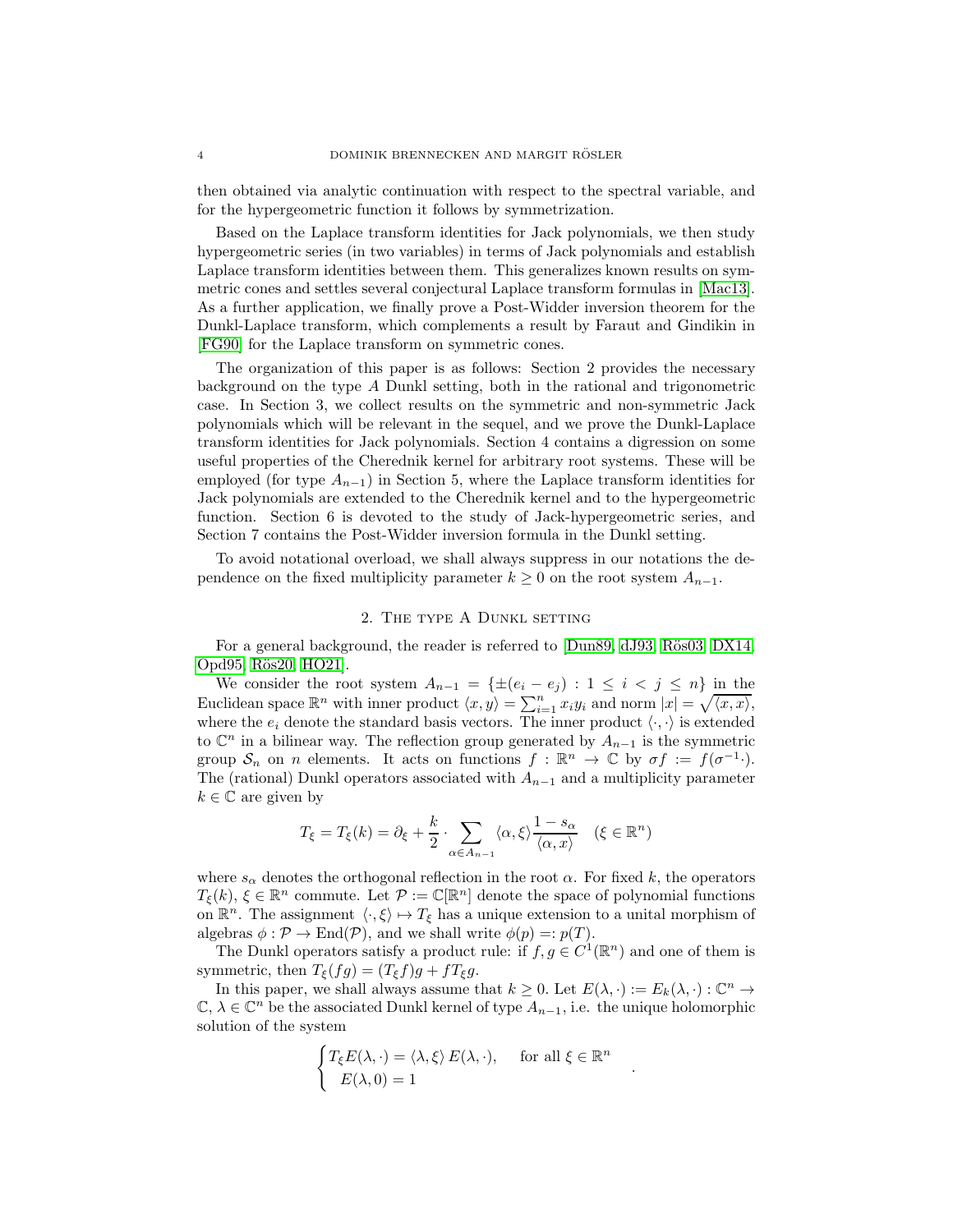then obtained via analytic continuation with respect to the spectral variable, and for the hypergeometric function it follows by symmetrization.

Based on the Laplace transform identities for Jack polynomials, we then study hypergeometric series (in two variables) in terms of Jack polynomials and establish Laplace transform identities between them. This generalizes known results on symmetric cones and settles several conjectural Laplace transform formulas in [Mac13]. As a further application, we finally prove a Post-Widder inversion theorem for the Dunkl-Laplace transform, which complements a result by Faraut and Gindikin in [FG90] for the Laplace transform on symmetric cones.

The organization of this paper is as follows: Section 2 provides the necessary background on the type $A$ Dunkl setting, both in the rational and trigonometric case. In Section 3, we collect results on the symmetric and non-symmetric Jack polynomials which will be relevant in the sequel, and we prove the Dunkl-Laplace transform identities for Jack polynomials. Section 4 contains a digression on some useful properties of the Cherednik kernel for arbitrary root systems. These will be employed (for type $A_{n-1}$) in Section 5, where the Laplace transform identities for Jack polynomials are extended to the Cherednik kernel and to the hypergeometric function. Section 6 is devoted to the study of Jack-hypergeometric series, and Section 7 contains the Post-Widder inversion formula in the Dunkl setting.

To avoid notational overload, we shall always suppress in our notations the dependence on the fixed multiplicity parameter $k \geq 0$ on the root system $A_{n-1}$.

## 2. The type A Dunkl setting

For a general background, the reader is referred to [Dun89, dJ93, Rös03, DX14, Opd95, Rös20, HO21].

We consider the root system $A_{n-1} = \{\pm(e_i - e_j) : 1 \leq i < j \leq n\}$ in the Euclidean space $\mathbb{R}^n$ with inner product $\langle x, y\rangle = \sum_{i=1}^n x_i y_i$ and norm $|x| = \sqrt{\langle x, x\rangle}$, where the $e_i$ denote the standard basis vectors. The inner product $\langle \cdot, \cdot \rangle$ is extended to $\mathbb{C}^n$ in a bilinear way. The reflection group generated by $A_{n-1}$ is the symmetric group $\mathcal{S}_n$ on $n$ elements. It acts on functions $f : \mathbb{R}^n \to \mathbb{C}$ by $\sigma f := f(\sigma^{-1} \cdot)$. The (rational) Dunkl operators associated with $A_{n-1}$ and a multiplicity parameter $k \in \mathbb{C}$ are given by

$$T_\xi = T_\xi(k) = \partial_\xi + \frac{k}{2} \cdot \sum_{\alpha \in A_{n-1}} \langle \alpha, \xi \rangle \frac{1 - s_\alpha}{\langle \alpha, x \rangle} \quad (\xi \in \mathbb{R}^n)$$

where $s_\alpha$ denotes the orthogonal reflection in the root $\alpha$. For fixed $k$, the operators $T_\xi(k)$, $\xi \in \mathbb{R}^n$ commute. Let $\mathcal{P} := \mathbb{C}[\mathbb{R}^n]$ denote the space of polynomial functions on $\mathbb{R}^n$. The assignment $\langle \cdot, \xi \rangle \mapsto T_\xi$ has a unique extension to a unital morphism of algebras $\phi : \mathcal{P} \to \text{End}(\mathcal{P})$, and we shall write $\phi(p) =: p(T)$.

The Dunkl operators satisfy a product rule: if $f, g \in C^1(\mathbb{R}^n)$ and one of them is symmetric, then $T_\xi(fg) = (T_\xi f)g + f T_\xi g$.

In this paper, we shall always assume that $k \geq 0$. Let $E(\lambda, \cdot) := E_k(\lambda, \cdot) : \mathbb{C}^n \to \mathbb{C}$, $\lambda \in \mathbb{C}^n$ be the associated Dunkl kernel of type $A_{n-1}$, i.e. the unique holomorphic solution of the system

$$\begin{cases} T_\xi E(\lambda, \cdot) = \langle \lambda, \xi \rangle \, E(\lambda, \cdot), & \text{for all } \xi \in \mathbb{R}^n \\ E(\lambda, 0) = 1 \end{cases}.$$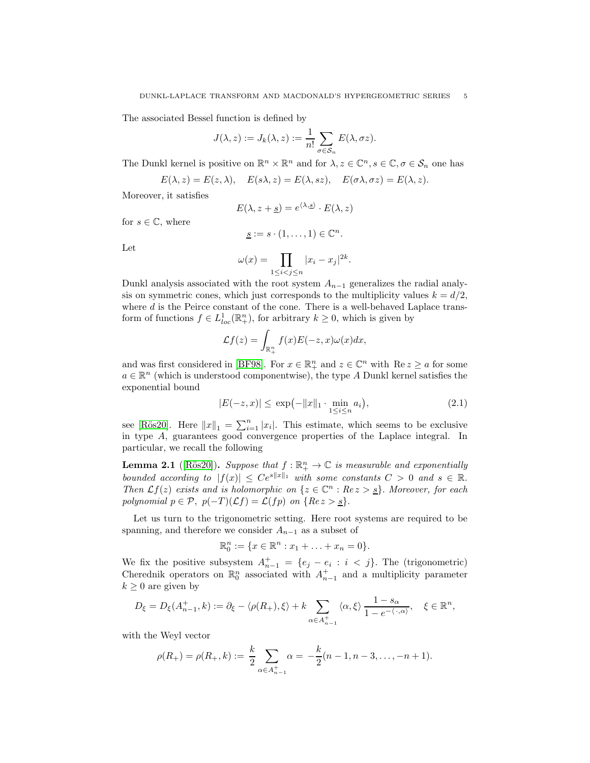The associated Bessel function is defined by

$$J(\lambda, z) := J_k(\lambda, z) := \frac{1}{n!} \sum_{\sigma \in \mathcal{S}_n} E(\lambda, \sigma z).$$

The Dunkl kernel is positive on $\mathbb{R}^n \times \mathbb{R}^n$ and for $\lambda, z \in \mathbb{C}^n, s \in \mathbb{C}, \sigma \in \mathcal{S}_n$ one has

$$E(\lambda, z) = E(z, \lambda), \quad E(s\lambda, z) = E(\lambda, sz), \quad E(\sigma\lambda, \sigma z) = E(\lambda, z).$$

Moreover, it satisfies

$$E(\lambda, z + \underline{s}) = e^{\langle \lambda, \underline{s} \rangle} \cdot E(\lambda, z)$$

for $s \in \mathbb{C}$, where

$$\underline{s} := s \cdot (1, \ldots, 1) \in \mathbb{C}^n.$$

Let

$$\omega(x) = \prod_{1 \le i < j \le n} |x_i - x_j|^{2k}.$$

Dunkl analysis associated with the root system $A_{n-1}$ generalizes the radial analysis on symmetric cones, which just corresponds to the multiplicity values $k = d/2$, where $d$ is the Peirce constant of the cone. There is a well-behaved Laplace transform of functions $f \in L^1_{loc}(\mathbb{R}^n_+)$, for arbitrary $k \ge 0$, which is given by

$$\mathcal{L}f(z) = \int_{\mathbb{R}^n_+} f(x) E(-z, x) \omega(x) dx,$$

and was first considered in [BF98]. For $x \in \mathbb{R}^n_+$ and $z \in \mathbb{C}^n$ with $\operatorname{Re} z \ge a$ for some $a \in \mathbb{R}^n$ (which is understood componentwise), the type $A$ Dunkl kernel satisfies the exponential bound

$$|E(-z, x)| \le \exp\bigl(-\|x\|_1 \cdot \min_{1 \le i \le n} a_i\bigr), \tag{2.1}$$

see [Rös20]. Here $\|x\|_1 = \sum_{i=1}^n |x_i|$. This estimate, which seems to be exclusive in type $A$, guarantees good convergence properties of the Laplace integral. In particular, we recall the following

**Lemma 2.1** ([Rös20]). *Suppose that $f : \mathbb{R}^n_+ \to \mathbb{C}$ is measurable and exponentially bounded according to $|f(x)| \le Ce^{s\|x\|_1}$ with some constants $C > 0$ and $s \in \mathbb{R}$. Then $\mathcal{L}f(z)$ exists and is holomorphic on $\{z \in \mathbb{C}^n : Re\, z > \underline{s}\}$. Moreover, for each polynomial $p \in \mathcal{P}$, $p(-T)(\mathcal{L}f) = \mathcal{L}(fp)$ on $\{Re\, z > \underline{s}\}$.*

Let us turn to the trigonometric setting. Here root systems are required to be spanning, and therefore we consider $A_{n-1}$ as a subset of

$$\mathbb{R}^n_0 := \{x \in \mathbb{R}^n : x_1 + \ldots + x_n = 0\}.$$

We fix the positive subsystem $A^+_{n-1} = \{e_j - e_i : i < j\}$. The (trigonometric) Cherednik operators on $\mathbb{R}^n_0$ associated with $A^+_{n-1}$ and a multiplicity parameter $k \ge 0$ are given by

$$D_\xi = D_\xi(A^+_{n-1}, k) := \partial_\xi - \langle \rho(R_+), \xi \rangle + k \sum_{\alpha \in A^+_{n-1}} \langle \alpha, \xi \rangle \, \frac{1 - s_\alpha}{1 - e^{-\langle \cdot, \alpha \rangle}}, \quad \xi \in \mathbb{R}^n,$$

with the Weyl vector

$$\rho(R_+) = \rho(R_+, k) := \frac{k}{2} \sum_{\alpha \in A^+_{n-1}} \alpha = -\frac{k}{2}(n-1, n-3, \ldots, -n+1).$$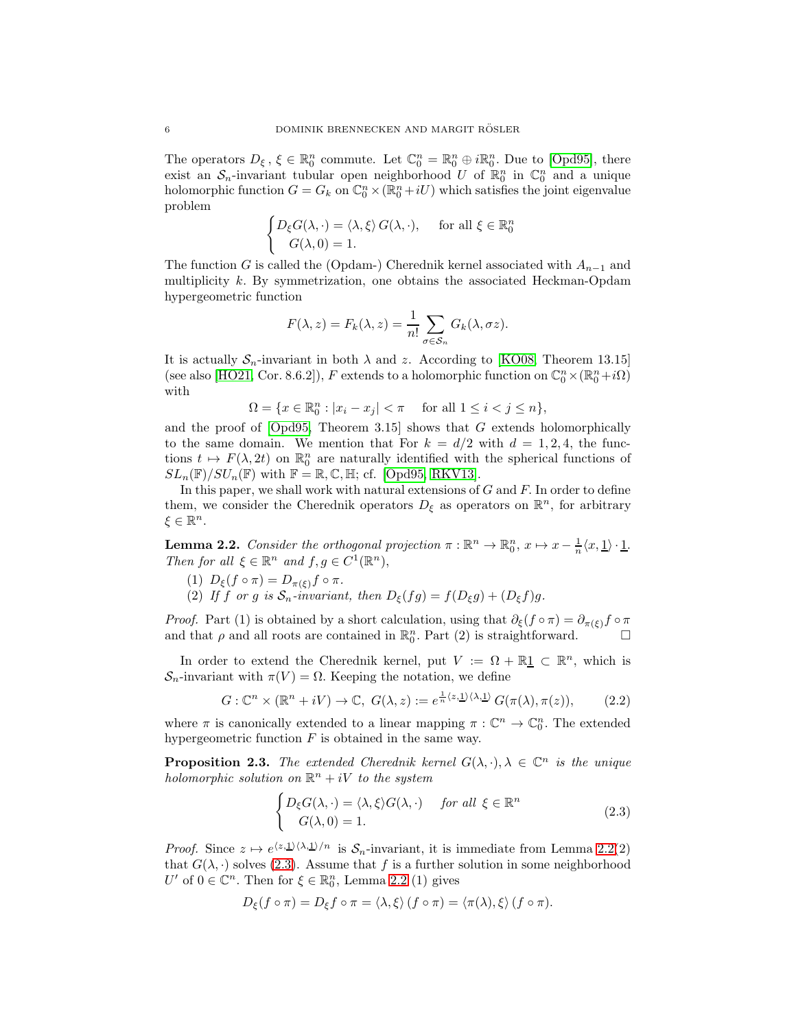The operators $D_\xi$, $\xi \in \mathbb{R}^n_0$ commute. Let $\mathbb{C}^n_0 = \mathbb{R}^n_0 \oplus i\mathbb{R}^n_0$. Due to [Opd95], there exist an $\mathcal{S}_n$-invariant tubular open neighborhood $U$ of $\mathbb{R}^n_0$ in $\mathbb{C}^n_0$ and a unique holomorphic function $G = G_k$ on $\mathbb{C}^n_0 \times (\mathbb{R}^n_0 + iU)$ which satisfies the joint eigenvalue problem

$$\begin{cases} D_\xi G(\lambda, \cdot) = \langle \lambda, \xi\rangle\, G(\lambda, \cdot), & \text{for all } \xi \in \mathbb{R}^n_0 \\ G(\lambda, 0) = 1. \end{cases}$$

The function $G$ is called the (Opdam-) Cherednik kernel associated with $A_{n-1}$ and multiplicity $k$. By symmetrization, one obtains the associated Heckman-Opdam hypergeometric function

$$F(\lambda, z) = F_k(\lambda, z) = \frac{1}{n!}\sum_{\sigma \in \mathcal{S}_n} G_k(\lambda, \sigma z).$$

It is actually $\mathcal{S}_n$-invariant in both $\lambda$ and $z$. According to [KO08, Theorem 13.15] (see also [HO21, Cor. 8.6.2]), $F$ extends to a holomorphic function on $\mathbb{C}^n_0 \times (\mathbb{R}^n_0 + i\Omega)$ with

$$\Omega = \{x \in \mathbb{R}^n_0 : |x_i - x_j| < \pi \quad \text{for all } 1 \le i < j \le n\},$$

and the proof of [Opd95, Theorem 3.15] shows that $G$ extends holomorphically to the same domain. We mention that For $k = d/2$ with $d = 1, 2, 4$, the functions $t \mapsto F(\lambda, 2t)$ on $\mathbb{R}^n_0$ are naturally identified with the spherical functions of $SL_n(\mathbb{F})/SU_n(\mathbb{F})$ with $\mathbb{F} = \mathbb{R}, \mathbb{C}, \mathbb{H}$; cf. [Opd95, RKV13].

In this paper, we shall work with natural extensions of $G$ and $F$. In order to define them, we consider the Cherednik operators $D_\xi$ as operators on $\mathbb{R}^n$, for arbitrary $\xi \in \mathbb{R}^n$.

**Lemma 2.2.** *Consider the orthogonal projection $\pi : \mathbb{R}^n \to \mathbb{R}^n_0$, $x \mapsto x - \frac{1}{n}\langle x, \underline{1}\rangle \cdot \underline{1}$. Then for all $\xi \in \mathbb{R}^n$ and $f, g \in C^1(\mathbb{R}^n)$,*

1. *$D_\xi(f \circ \pi) = D_{\pi(\xi)} f \circ \pi$.*
2. *If $f$ or $g$ is $\mathcal{S}_n$-invariant, then $D_\xi(fg) = f(D_\xi g) + (D_\xi f)g$.*

*Proof.* Part (1) is obtained by a short calculation, using that $\partial_\xi(f \circ \pi) = \partial_{\pi(\xi)} f \circ \pi$ and that $\rho$ and all roots are contained in $\mathbb{R}^n_0$. Part (2) is straightforward. $\square$

In order to extend the Cherednik kernel, put $V := \Omega + \mathbb{R}\underline{1} \subset \mathbb{R}^n$, which is $\mathcal{S}_n$-invariant with $\pi(V) = \Omega$. Keeping the notation, we define

$$G : \mathbb{C}^n \times (\mathbb{R}^n + iV) \to \mathbb{C},\; G(\lambda, z) := e^{\frac{1}{n}\langle z, \underline{1}\rangle\langle \lambda, \underline{1}\rangle}\, G(\pi(\lambda), \pi(z)), \tag{2.2}$$

where $\pi$ is canonically extended to a linear mapping $\pi : \mathbb{C}^n \to \mathbb{C}^n_0$. The extended hypergeometric function $F$ is obtained in the same way.

**Proposition 2.3.** *The extended Cherednik kernel $G(\lambda, \cdot), \lambda \in \mathbb{C}^n$ is the unique holomorphic solution on $\mathbb{R}^n + iV$ to the system*

$$\begin{cases} D_\xi G(\lambda, \cdot) = \langle \lambda, \xi\rangle G(\lambda, \cdot) & \text{for all } \xi \in \mathbb{R}^n \\ G(\lambda, 0) = 1. \end{cases} \tag{2.3}$$

*Proof.* Since $z \mapsto e^{\langle z, \underline{1}\rangle\langle \lambda, \underline{1}\rangle/n}$ is $\mathcal{S}_n$-invariant, it is immediate from Lemma 2.2(2) that $G(\lambda, \cdot)$ solves (2.3). Assume that $f$ is a further solution in some neighborhood $U'$ of $0 \in \mathbb{C}^n$. Then for $\xi \in \mathbb{R}^n_0$, Lemma 2.2 (1) gives

$$D_\xi(f \circ \pi) = D_\xi f \circ \pi = \langle \lambda, \xi\rangle\,(f \circ \pi) = \langle \pi(\lambda), \xi\rangle\,(f \circ \pi).$$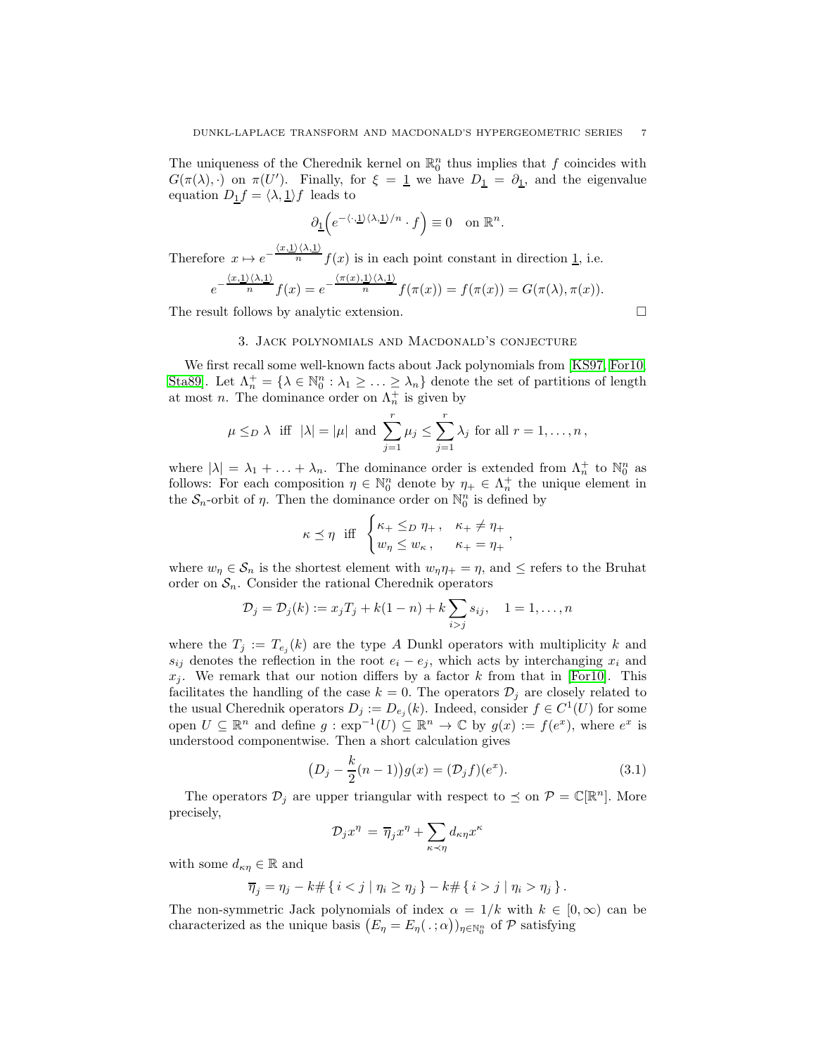The uniqueness of the Cherednik kernel on $\mathbb{R}^n_0$ thus implies that $f$ coincides with $G(\pi(\lambda), \cdot)$ on $\pi(U')$. Finally, for $\xi = \underline{1}$ we have $D_{\underline{1}} = \partial_{\underline{1}}$, and the eigenvalue equation $D_{\underline{1}} f = \langle \lambda, \underline{1} \rangle f$ leads to

$$\partial_{\underline{1}}\Big(e^{-\langle \cdot, \underline{1}\rangle \langle \lambda, \underline{1}\rangle /n} \cdot f\Big) \equiv 0 \quad \text{on } \mathbb{R}^n.$$

Therefore $x \mapsto e^{-\frac{\langle x, \underline{1}\rangle\langle \lambda, \underline{1}\rangle}{n}} f(x)$ is in each point constant in direction $\underline{1}$, i.e.

$$e^{-\frac{\langle x, \underline{1}\rangle\langle \lambda, \underline{1}\rangle}{n}} f(x) = e^{-\frac{\langle \pi(x), \underline{1}\rangle\langle \lambda, \underline{1}\rangle}{n}} f(\pi(x)) = f(\pi(x)) = G(\pi(\lambda), \pi(x)).$$

The result follows by analytic extension. □

## 3. Jack polynomials and Macdonald's conjecture

We first recall some well-known facts about Jack polynomials from [KS97, For10, Sta89]. Let $\Lambda_n^+ = \{\lambda \in \mathbb{N}_0^n : \lambda_1 \geq \ldots \geq \lambda_n\}$ denote the set of partitions of length at most $n$. The dominance order on $\Lambda_n^+$ is given by

$$\mu \leq_D \lambda \text{ iff } |\lambda| = |\mu| \text{ and } \sum_{j=1}^r \mu_j \leq \sum_{j=1}^r \lambda_j \text{ for all } r = 1, \ldots, n,$$

where $|\lambda| = \lambda_1 + \ldots + \lambda_n$. The dominance order is extended from $\Lambda_n^+$ to $\mathbb{N}_0^n$ as follows: For each composition $\eta \in \mathbb{N}_0^n$ denote by $\eta_+ \in \Lambda_n^+$ the unique element in the $\mathcal{S}_n$-orbit of $\eta$. Then the dominance order on $\mathbb{N}_0^n$ is defined by

$$\kappa \preceq \eta \text{ iff } \begin{cases} \kappa_+ \leq_D \eta_+, & \kappa_+ \neq \eta_+ \\ w_\eta \leq w_\kappa, & \kappa_+ = \eta_+ \end{cases},$$

where $w_\eta \in \mathcal{S}_n$ is the shortest element with $w_\eta \eta_+ = \eta$, and $\leq$ refers to the Bruhat order on $\mathcal{S}_n$. Consider the rational Cherednik operators

$$\mathcal{D}_j = \mathcal{D}_j(k) := x_j T_j + k(1-n) + k\sum_{i>j} s_{ij}, \quad 1 = 1, \ldots, n$$

where the $T_j := T_{e_j}(k)$ are the type $A$ Dunkl operators with multiplicity $k$ and $s_{ij}$ denotes the reflection in the root $e_i - e_j$, which acts by interchanging $x_i$ and $x_j$. We remark that our notion differs by a factor $k$ from that in [For10]. This facilitates the handling of the case $k = 0$. The operators $\mathcal{D}_j$ are closely related to the usual Cherednik operators $D_j := D_{e_j}(k)$. Indeed, consider $f \in C^1(U)$ for some open $U \subseteq \mathbb{R}^n$ and define $g : \exp^{-1}(U) \subseteq \mathbb{R}^n \to \mathbb{C}$ by $g(x) := f(e^x)$, where $e^x$ is understood componentwise. Then a short calculation gives

$$\big(D_j - \frac{k}{2}(n-1)\big)g(x) = (\mathcal{D}_j f)(e^x). \tag{3.1}$$

The operators $\mathcal{D}_j$ are upper triangular with respect to $\preceq$ on $\mathcal{P} = \mathbb{C}[\mathbb{R}^n]$. More precisely,

$$\mathcal{D}_j x^\eta = \overline{\eta}_j x^\eta + \sum_{\kappa \prec \eta} d_{\kappa\eta} x^\kappa$$

with some $d_{\kappa\eta} \in \mathbb{R}$ and

$$\overline{\eta}_j = \eta_j - k\#\{\, i < j \mid \eta_i \geq \eta_j \,\} - k\#\{\, i > j \mid \eta_i > \eta_j \,\}.$$

The non-symmetric Jack polynomials of index $\alpha = 1/k$ with $k \in [0, \infty)$ can be characterized as the unique basis $\big(E_\eta = E_\eta(\,.\,;\alpha)\big)_{\eta \in \mathbb{N}_0^n}$ of $\mathcal{P}$ satisfying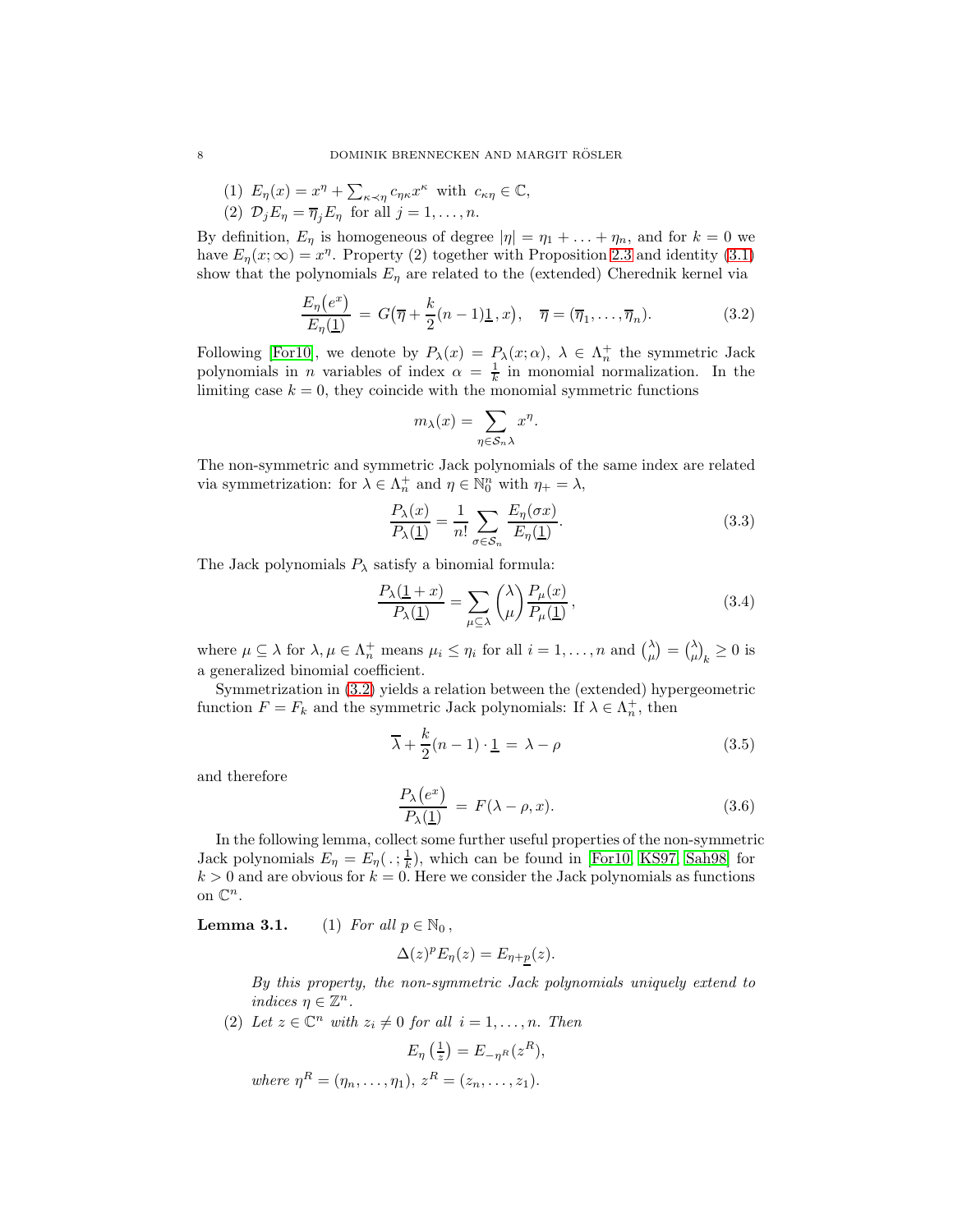(1) $E_\eta(x) = x^\eta + \sum_{\kappa \prec \eta} c_{\eta\kappa} x^\kappa$ with $c_{\kappa\eta} \in \mathbb{C}$,

(2) $\mathcal{D}_j E_\eta = \overline{\eta}_j E_\eta$ for all $j = 1, \ldots, n$.

By definition, $E_\eta$ is homogeneous of degree $|\eta| = \eta_1 + \ldots + \eta_n$, and for $k = 0$ we have $E_\eta(x; \infty) = x^\eta$. Property (2) together with Proposition 2.3 and identity (3.1) show that the polynomials $E_\eta$ are related to the (extended) Cherednik kernel via

$$\frac{E_\eta(e^x)}{E_\eta(\underline{1})} = G\big(\overline{\eta} + \frac{k}{2}(n-1)\underline{1}, x\big), \quad \overline{\eta} = (\overline{\eta}_1, \ldots, \overline{\eta}_n). \tag{3.2}$$

Following [For10], we denote by $P_\lambda(x) = P_\lambda(x;\alpha)$, $\lambda \in \Lambda_n^+$ the symmetric Jack polynomials in $n$ variables of index $\alpha = \frac{1}{k}$ in monomial normalization. In the limiting case $k = 0$, they coincide with the monomial symmetric functions

$$m_\lambda(x) = \sum_{\eta \in \mathcal{S}_n \lambda} x^\eta.$$

The non-symmetric and symmetric Jack polynomials of the same index are related via symmetrization: for $\lambda \in \Lambda_n^+$ and $\eta \in \mathbb{N}_0^n$ with $\eta_+ = \lambda$,

$$\frac{P_\lambda(x)}{P_\lambda(\underline{1})} = \frac{1}{n!} \sum_{\sigma \in \mathcal{S}_n} \frac{E_\eta(\sigma x)}{E_\eta(\underline{1})}. \tag{3.3}$$

The Jack polynomials $P_\lambda$ satisfy a binomial formula:

$$\frac{P_\lambda(\underline{1} + x)}{P_\lambda(\underline{1})} = \sum_{\mu \subseteq \lambda} \binom{\lambda}{\mu} \frac{P_\mu(x)}{P_\mu(\underline{1})}, \tag{3.4}$$

where $\mu \subseteq \lambda$ for $\lambda, \mu \in \Lambda_n^+$ means $\mu_i \leq \eta_i$ for all $i = 1, \ldots, n$ and $\binom{\lambda}{\mu} = \binom{\lambda}{\mu}_k \geq 0$ is a generalized binomial coefficient.

Symmetrization in (3.2) yields a relation between the (extended) hypergeometric function $F = F_k$ and the symmetric Jack polynomials: If $\lambda \in \Lambda_n^+$, then

$$\overline{\lambda} + \frac{k}{2}(n-1) \cdot \underline{1} = \lambda - \rho \tag{3.5}$$

and therefore

$$\frac{P_\lambda(e^x)}{P_\lambda(\underline{1})} = F(\lambda - \rho, x). \tag{3.6}$$

In the following lemma, collect some further useful properties of the non-symmetric Jack polynomials $E_\eta = E_\eta(\,.\,; \frac{1}{k})$, which can be found in [For10, KS97, Sah98] for $k > 0$ and are obvious for $k = 0$. Here we consider the Jack polynomials as functions on $\mathbb{C}^n$.

**Lemma 3.1.** (1) *For all* $p \in \mathbb{N}_0$,

$$\Delta(z)^p E_\eta(z) = E_{\eta + \underline{p}}(z).$$

*By this property, the non-symmetric Jack polynomials uniquely extend to indices* $\eta \in \mathbb{Z}^n$.

(2) *Let* $z \in \mathbb{C}^n$ *with* $z_i \neq 0$ *for all* $i = 1, \ldots, n$. *Then*

$$E_\eta\left(\tfrac{1}{z}\right) = E_{-\eta^R}(z^R),$$

*where* $\eta^R = (\eta_n, \ldots, \eta_1)$, $z^R = (z_n, \ldots, z_1)$.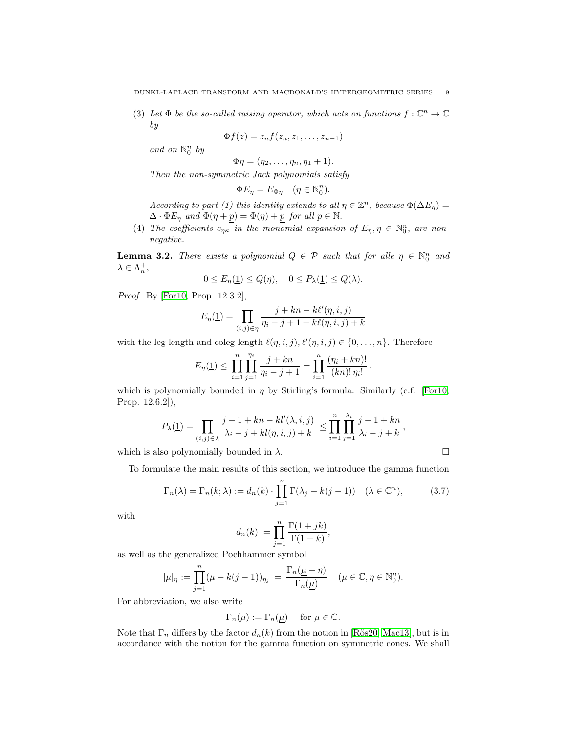(3) *Let $\Phi$ be the so-called raising operator, which acts on functions $f : \mathbb{C}^n \to \mathbb{C}$ by*

$$\Phi f(z) = z_n f(z_n, z_1, \ldots, z_{n-1})$$

*and on $\mathbb{N}_0^n$ by*

$$\Phi\eta = (\eta_2, \ldots, \eta_n, \eta_1 + 1).$$

*Then the non-symmetric Jack polynomials satisfy*

$$\Phi E_\eta = E_{\Phi\eta} \quad (\eta \in \mathbb{N}_0^n).$$

*According to part (1) this identity extends to all $\eta \in \mathbb{Z}^n$, because $\Phi(\Delta E_\eta) = \Delta \cdot \Phi E_\eta$ and $\Phi(\eta + \underline{p}) = \Phi(\eta) + \underline{p}$ for all $p \in \mathbb{N}$.*

(4) *The coefficients $c_{\eta\kappa}$ in the monomial expansion of $E_\eta, \eta \in \mathbb{N}_0^n$, are non-negative.*

**Lemma 3.2.** *There exists a polynomial $Q \in \mathcal{P}$ such that for alle $\eta \in \mathbb{N}_0^n$ and $\lambda \in \Lambda_n^+$,*

$$0 \le E_\eta(\underline{1}) \le Q(\eta), \quad 0 \le P_\lambda(\underline{1}) \le Q(\lambda).$$

*Proof.* By [For10, Prop. 12.3.2],

$$E_\eta(\underline{1}) = \prod_{(i,j)\in\eta} \frac{j + kn - k\ell'(\eta, i, j)}{\eta_i - j + 1 + k\ell(\eta, i, j) + k}$$

with the leg length and coleg length $\ell(\eta, i, j), \ell'(\eta, i, j) \in \{0, \ldots, n\}$. Therefore

$$E_\eta(\underline{1}) \le \prod_{i=1}^n \prod_{j=1}^{\eta_i} \frac{j + kn}{\eta_i - j + 1} = \prod_{i=1}^n \frac{(\eta_i + kn)!}{(kn)!\, \eta_i!},$$

which is polynomially bounded in $\eta$ by Stirling's formula. Similarly (c.f. [For10, Prop. 12.6.2]),

$$P_\lambda(\underline{1}) = \prod_{(i,j)\in\lambda} \frac{j - 1 + kn - kl'(\lambda, i, j)}{\lambda_i - j + kl(\eta, i, j) + k} \le \prod_{i=1}^n \prod_{j=1}^{\lambda_i} \frac{j - 1 + kn}{\lambda_i - j + k},$$

which is also polynomially bounded in $\lambda$. $\square$

To formulate the main results of this section, we introduce the gamma function

$$\Gamma_n(\lambda) = \Gamma_n(k; \lambda) := d_n(k) \cdot \prod_{j=1}^n \Gamma(\lambda_j - k(j-1)) \quad (\lambda \in \mathbb{C}^n), \tag{3.7}$$

with

$$d_n(k) := \prod_{j=1}^n \frac{\Gamma(1 + jk)}{\Gamma(1 + k)},$$

as well as the generalized Pochhammer symbol

$$[\mu]_\eta := \prod_{j=1}^n (\mu - k(j-1))_{\eta_j} = \frac{\Gamma_n(\underline{\mu} + \eta)}{\Gamma_n(\underline{\mu})} \quad (\mu \in \mathbb{C}, \eta \in \mathbb{N}_0^n).$$

For abbreviation, we also write

$$\Gamma_n(\mu) := \Gamma_n(\underline{\mu}) \quad \text{for } \mu \in \mathbb{C}.$$

Note that $\Gamma_n$ differs by the factor $d_n(k)$ from the notion in [Rös20, Mac13], but is in accordance with the notion for the gamma function on symmetric cones. We shall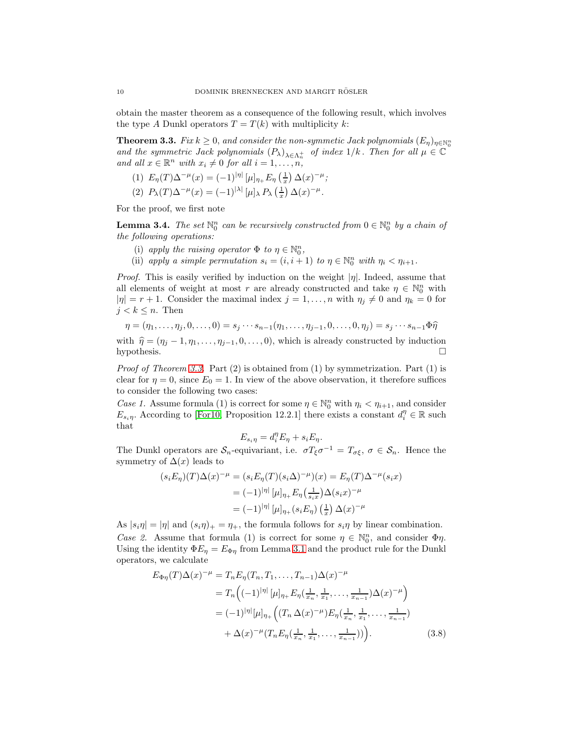obtain the master theorem as a consequence of the following result, which involves the type $A$ Dunkl operators $T = T(k)$ with multiplicity $k$:

**Theorem 3.3.** *Fix $k \geq 0$, and consider the non-symmetic Jack polynomials $(E_\eta)_{\eta \in \mathbb{N}_0^n}$ and the symmetric Jack polynomials $(P_\lambda)_{\lambda \in \Lambda_n^+}$ of index $1/k$. Then for all $\mu \in \mathbb{C}$ and all $x \in \mathbb{R}^n$ with $x_i \neq 0$ for all $i = 1, \ldots, n$,*

1. $E_\eta(T)\Delta^{-\mu}(x) = (-1)^{|\eta|}\,[\mu]_{\eta_+} E_\eta\left(\frac{1}{x}\right)\Delta(x)^{-\mu}$;
2. $P_\lambda(T)\Delta^{-\mu}(x) = (-1)^{|\lambda|}\,[\mu]_\lambda\, P_\lambda\left(\frac{1}{x}\right)\Delta(x)^{-\mu}$.

For the proof, we first note

**Lemma 3.4.** *The set $\mathbb{N}_0^n$ can be recursively constructed from $0 \in \mathbb{N}_0^n$ by a chain of the following operations:*

(i) *apply the raising operator $\Phi$ to $\eta \in \mathbb{N}_0^n$,*
(ii) *apply a simple permutation $s_i = (i, i+1)$ to $\eta \in \mathbb{N}_0^n$ with $\eta_i < \eta_{i+1}$.*

*Proof.* This is easily verified by induction on the weight $|\eta|$. Indeed, assume that all elements of weight at most $r$ are already constructed and take $\eta \in \mathbb{N}_0^n$ with $|\eta| = r+1$. Consider the maximal index $j = 1, \ldots, n$ with $\eta_j \neq 0$ and $\eta_k = 0$ for $j < k \leq n$. Then

$$\eta = (\eta_1, \ldots, \eta_j, 0, \ldots, 0) = s_j \cdots s_{n-1}(\eta_1, \ldots, \eta_{j-1}, 0, \ldots, 0, \eta_j) = s_j \cdots s_{n-1}\Phi\widehat{\eta}$$

with $\widehat{\eta} = (\eta_j - 1, \eta_1, \ldots, \eta_{j-1}, 0, \ldots, 0)$, which is already constructed by induction hypothesis. □

*Proof of Theorem 3.3.* Part (2) is obtained from (1) by symmetrization. Part (1) is clear for $\eta = 0$, since $E_0 = 1$. In view of the above observation, it therefore suffices to consider the following two cases:

*Case 1.* Assume formula (1) is correct for some $\eta \in \mathbb{N}_0^n$ with $\eta_i < \eta_{i+1}$, and consider $E_{s_i\eta}$. According to [For10, Proposition 12.2.1] there exists a constant $d_i^\eta \in \mathbb{R}$ such that

$$E_{s_i\eta} = d_i^\eta E_\eta + s_i E_\eta.$$

The Dunkl operators are $\mathcal{S}_n$-equivariant, i.e. $\sigma T_\xi \sigma^{-1} = T_{\sigma\xi}$, $\sigma \in \mathcal{S}_n$. Hence the symmetry of $\Delta(x)$ leads to

$$\begin{aligned}
(s_i E_\eta)(T)\Delta(x)^{-\mu} &= (s_i E_\eta(T)(s_i\Delta)^{-\mu})(x) = E_\eta(T)\Delta^{-\mu}(s_i x) \\
&= (-1)^{|\eta|}\,[\mu]_{\eta_+} E_\eta\big(\tfrac{1}{s_i x}\big)\Delta(s_i x)^{-\mu} \\
&= (-1)^{|\eta|}\,[\mu]_{\eta_+}(s_i E_\eta)\left(\tfrac{1}{x}\right)\Delta(x)^{-\mu}
\end{aligned}$$

As $|s_i\eta| = |\eta|$ and $(s_i\eta)_+ = \eta_+$, the formula follows for $s_i\eta$ by linear combination.

*Case 2.* Assume that formula (1) is correct for some $\eta \in \mathbb{N}_0^n$, and consider $\Phi\eta$. Using the identity $\Phi E_\eta = E_{\Phi\eta}$ from Lemma 3.1 and the product rule for the Dunkl operators, we calculate

$$\begin{aligned}
E_{\Phi\eta}(T)\Delta(x)^{-\mu} &= T_n E_\eta(T_n, T_1, \ldots, T_{n-1})\Delta(x)^{-\mu} \\
&= T_n\Big((-1)^{|\eta|}\,[\mu]_{\eta_+} E_\eta(\tfrac{1}{x_n}, \tfrac{1}{x_1}, \ldots, \tfrac{1}{x_{n-1}})\Delta(x)^{-\mu}\Big) \\
&= (-1)^{|\eta|}[\mu]_{\eta_+}\Big((T_n\,\Delta(x)^{-\mu})E_\eta(\tfrac{1}{x_n}, \tfrac{1}{x_1}, \ldots, \tfrac{1}{x_{n-1}}) \\
&\quad + \Delta(x)^{-\mu}(T_n E_\eta(\tfrac{1}{x_n}, \tfrac{1}{x_1}, \ldots, \tfrac{1}{x_{n-1}}))\Big). 
\end{aligned} \tag{3.8}$$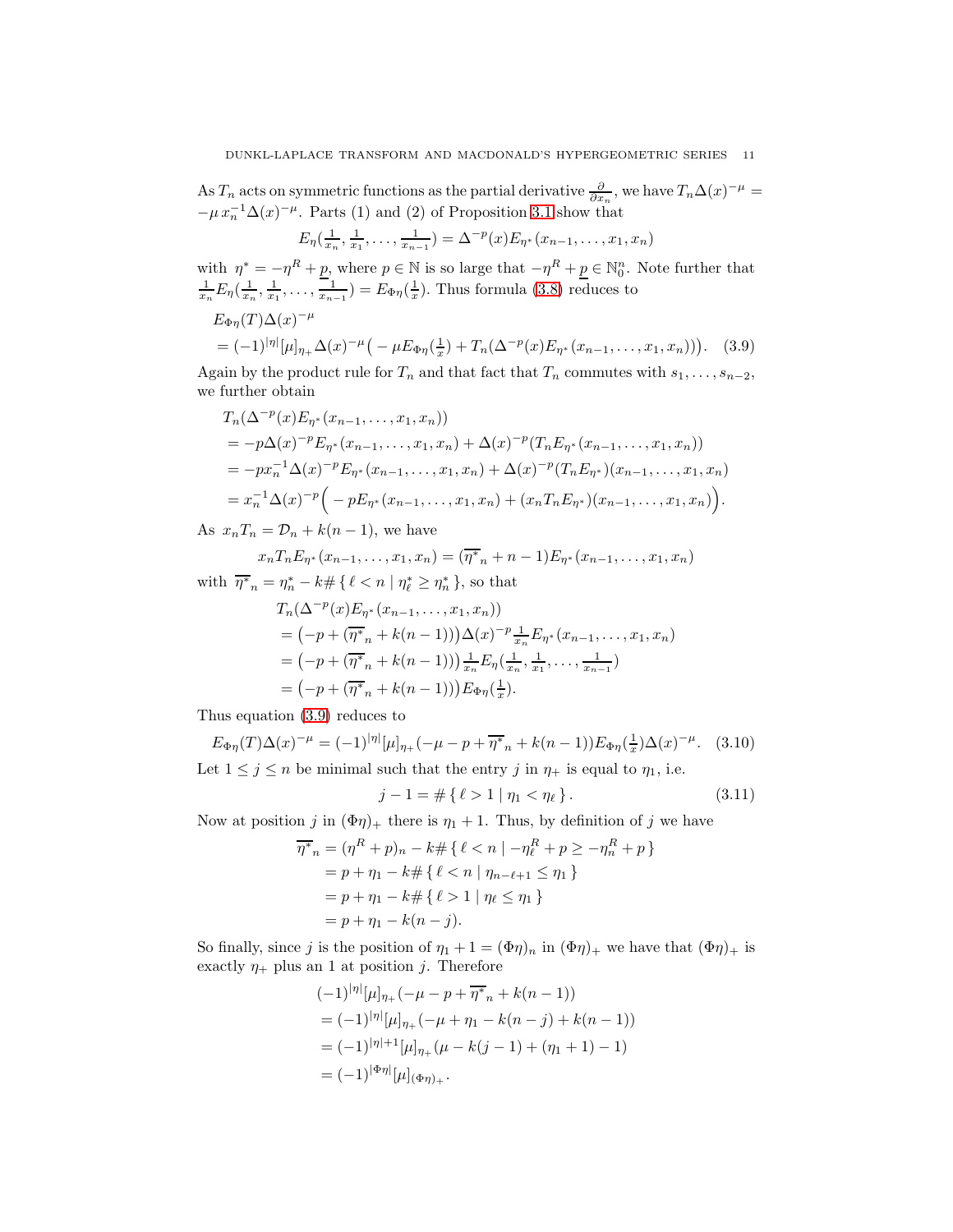As $T_n$ acts on symmetric functions as the partial derivative $\frac{\partial}{\partial x_n}$, we have $T_n\Delta(x)^{-\mu} = -\mu\, x_n^{-1}\Delta(x)^{-\mu}$. Parts (1) and (2) of Proposition 3.1 show that

$$E_\eta(\tfrac{1}{x_n}, \tfrac{1}{x_1}, \ldots, \tfrac{1}{x_{n-1}}) = \Delta^{-p}(x)E_{\eta^*}(x_{n-1}, \ldots, x_1, x_n)$$

with $\eta^* = -\eta^R + \underline{p}$, where $p \in \mathbb{N}$ is so large that $-\eta^R + \underline{p} \in \mathbb{N}_0^n$. Note further that $\frac{1}{x_n}E_\eta(\frac{1}{x_n}, \frac{1}{x_1}, \ldots, \frac{1}{x_{n-1}}) = E_{\Phi\eta}(\frac{1}{x})$. Thus formula (3.8) reduces to

$$\begin{aligned}
&E_{\Phi\eta}(T)\Delta(x)^{-\mu} \\
&= (-1)^{|\eta|}[\mu]_{\eta_+}\Delta(x)^{-\mu}\big(-\mu E_{\Phi\eta}(\tfrac{1}{x}) + T_n(\Delta^{-p}(x)E_{\eta^*}(x_{n-1}, \ldots, x_1, x_n))\big). \quad (3.9)
\end{aligned}$$

Again by the product rule for $T_n$ and that fact that $T_n$ commutes with $s_1, \ldots, s_{n-2}$, we further obtain

$$\begin{aligned}
&T_n(\Delta^{-p}(x)E_{\eta^*}(x_{n-1}, \ldots, x_1, x_n)) \\
&= -p\Delta(x)^{-p}E_{\eta^*}(x_{n-1}, \ldots, x_1, x_n) + \Delta(x)^{-p}(T_nE_{\eta^*}(x_{n-1}, \ldots, x_1, x_n)) \\
&= -px_n^{-1}\Delta(x)^{-p}E_{\eta^*}(x_{n-1}, \ldots, x_1, x_n) + \Delta(x)^{-p}(T_nE_{\eta^*})(x_{n-1}, \ldots, x_1, x_n) \\
&= x_n^{-1}\Delta(x)^{-p}\Big(-pE_{\eta^*}(x_{n-1}, \ldots, x_1, x_n) + (x_nT_nE_{\eta^*})(x_{n-1}, \ldots, x_1, x_n)\Big).
\end{aligned}$$

As $x_nT_n = \mathcal{D}_n + k(n-1)$, we have

$$x_nT_nE_{\eta^*}(x_{n-1}, \ldots, x_1, x_n) = (\overline{\eta^*}_n + n - 1)E_{\eta^*}(x_{n-1}, \ldots, x_1, x_n)$$

with $\overline{\eta^*}_n = \eta_n^* - k\#\{\,\ell < n \mid \eta_\ell^* \geq \eta_n^*\,\}$, so that

$$\begin{aligned}
&T_n(\Delta^{-p}(x)E_{\eta^*}(x_{n-1}, \ldots, x_1, x_n)) \\
&= \big(-p + (\overline{\eta^*}_n + k(n-1))\big)\Delta(x)^{-p}\tfrac{1}{x_n}E_{\eta^*}(x_{n-1}, \ldots, x_1, x_n) \\
&= \big(-p + (\overline{\eta^*}_n + k(n-1))\big)\tfrac{1}{x_n}E_\eta(\tfrac{1}{x_n}, \tfrac{1}{x_1}, \ldots, \tfrac{1}{x_{n-1}}) \\
&= \big(-p + (\overline{\eta^*}_n + k(n-1))\big)E_{\Phi\eta}(\tfrac{1}{x}).
\end{aligned}$$

Thus equation (3.9) reduces to

$$E_{\Phi\eta}(T)\Delta(x)^{-\mu} = (-1)^{|\eta|}[\mu]_{\eta_+}(-\mu - p + \overline{\eta^*}_n + k(n-1))E_{\Phi\eta}(\tfrac{1}{x})\Delta(x)^{-\mu}. \quad (3.10)$$

Let $1 \leq j \leq n$ be minimal such that the entry $j$ in $\eta_+$ is equal to $\eta_1$, i.e.

$$j - 1 = \#\{\,\ell > 1 \mid \eta_1 < \eta_\ell\,\}. \quad (3.11)$$

Now at position $j$ in $(\Phi\eta)_+$ there is $\eta_1 + 1$. Thus, by definition of $j$ we have

$$\begin{aligned}
\overline{\eta^*}_n &= (\eta^R + p)_n - k\#\{\,\ell < n \mid -\eta_\ell^R + p \geq -\eta_n^R + p\,\} \\
&= p + \eta_1 - k\#\{\,\ell < n \mid \eta_{n-\ell+1} \leq \eta_1\,\} \\
&= p + \eta_1 - k\#\{\,\ell > 1 \mid \eta_\ell \leq \eta_1\,\} \\
&= p + \eta_1 - k(n-j).
\end{aligned}$$

So finally, since $j$ is the position of $\eta_1 + 1 = (\Phi\eta)_n$ in $(\Phi\eta)_+$ we have that $(\Phi\eta)_+$ is exactly $\eta_+$ plus an 1 at position $j$. Therefore

$$\begin{aligned}
&(-1)^{|\eta|}[\mu]_{\eta_+}(-\mu - p + \overline{\eta^*}_n + k(n-1)) \\
&= (-1)^{|\eta|}[\mu]_{\eta_+}(-\mu + \eta_1 - k(n-j) + k(n-1)) \\
&= (-1)^{|\eta|+1}[\mu]_{\eta_+}(\mu - k(j-1) + (\eta_1 + 1) - 1) \\
&= (-1)^{|\Phi\eta|}[\mu]_{(\Phi\eta)_+}.
\end{aligned}$$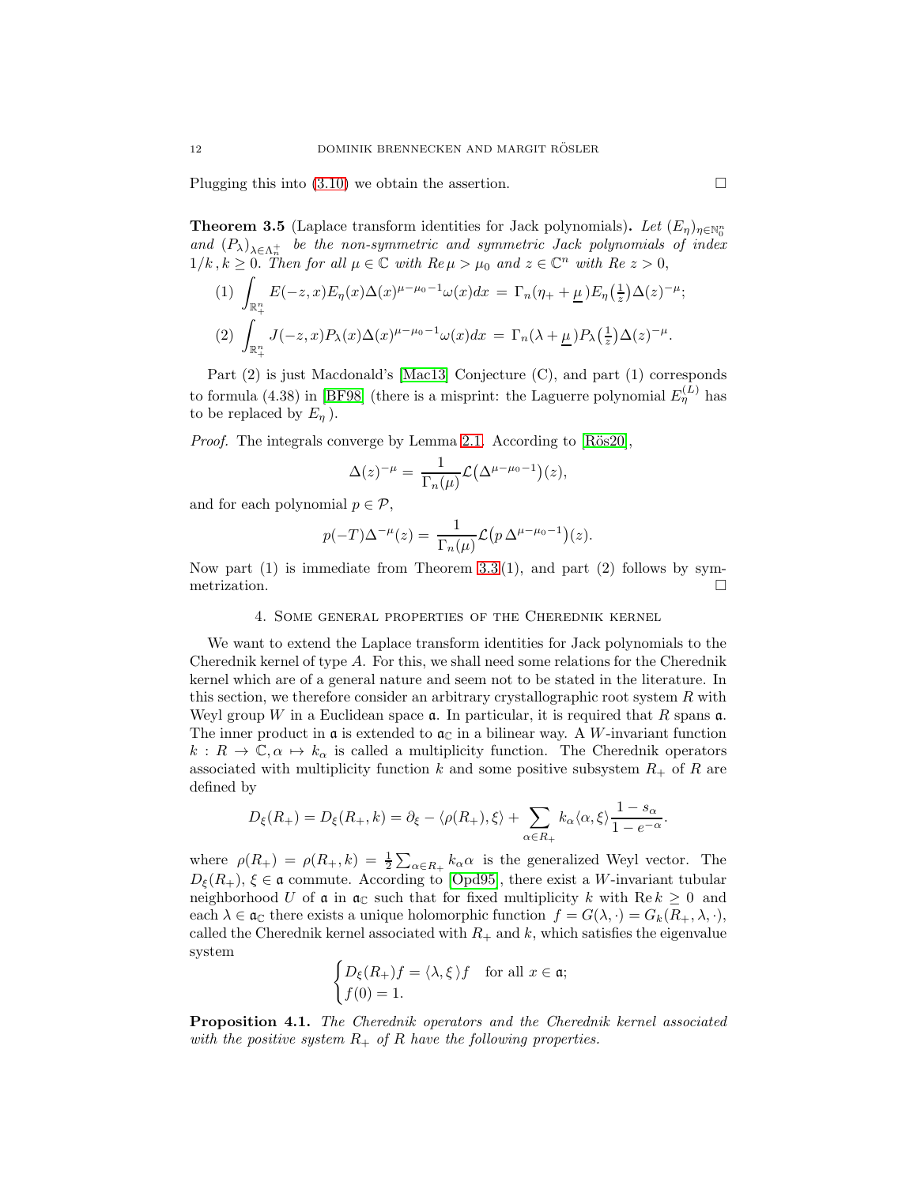Plugging this into (3.10) we obtain the assertion. $\square$

**Theorem 3.5** (Laplace transform identities for Jack polynomials)**.** *Let $(E_\eta)_{\eta\in\mathbb{N}_0^n}$ and $(P_\lambda)_{\lambda\in\Lambda_n^+}$ be the non-symmetric and symmetric Jack polynomials of index $1/k\,, k\geq 0$. Then for all $\mu\in\mathbb{C}$ with $Re\,\mu>\mu_0$ and $z\in\mathbb{C}^n$ with $Re\, z>0$,*

$$(1)\ \int_{\mathbb{R}_+^n} E(-z,x)E_\eta(x)\Delta(x)^{\mu-\mu_0-1}\omega(x)dx \,=\, \Gamma_n(\eta_+ + \underline{\mu})E_\eta\big(\tfrac{1}{z}\big)\Delta(z)^{-\mu};$$

$$(2)\ \int_{\mathbb{R}_+^n} J(-z,x)P_\lambda(x)\Delta(x)^{\mu-\mu_0-1}\omega(x)dx \,=\, \Gamma_n(\lambda + \underline{\mu})P_\lambda\big(\tfrac{1}{z}\big)\Delta(z)^{-\mu}.$$

Part (2) is just Macdonald's [Mac13] Conjecture (C), and part (1) corresponds to formula (4.38) in [BF98] (there is a misprint: the Laguerre polynomial $E_\eta^{(L)}$ has to be replaced by $E_\eta$ ).

*Proof.* The integrals converge by Lemma 2.1. According to [Rös20],

$$\Delta(z)^{-\mu} = \frac{1}{\Gamma_n(\mu)}\mathcal{L}\big(\Delta^{\mu-\mu_0-1}\big)(z),$$

and for each polynomial $p\in\mathcal{P}$,

$$p(-T)\Delta^{-\mu}(z) = \frac{1}{\Gamma_n(\mu)}\mathcal{L}\big(p\,\Delta^{\mu-\mu_0-1}\big)(z).$$

Now part (1) is immediate from Theorem 3.3(1), and part (2) follows by symmetrization. $\square$

## 4. Some general properties of the Cherednik kernel

We want to extend the Laplace transform identities for Jack polynomials to the Cherednik kernel of type $A$. For this, we shall need some relations for the Cherednik kernel which are of a general nature and seem not to be stated in the literature. In this section, we therefore consider an arbitrary crystallographic root system $R$ with Weyl group $W$ in a Euclidean space $\mathfrak{a}$. In particular, it is required that $R$ spans $\mathfrak{a}$. The inner product in $\mathfrak{a}$ is extended to $\mathfrak{a}_\mathbb{C}$ in a bilinear way. A $W$-invariant function $k: R\to\mathbb{C}, \alpha\mapsto k_\alpha$ is called a multiplicity function. The Cherednik operators associated with multiplicity function $k$ and some positive subsystem $R_+$ of $R$ are defined by

$$D_\xi(R_+) = D_\xi(R_+,k) = \partial_\xi - \langle\rho(R_+),\xi\rangle + \sum_{\alpha\in R_+} k_\alpha\langle\alpha,\xi\rangle\frac{1-s_\alpha}{1-e^{-\alpha}}.$$

where $\rho(R_+) = \rho(R_+,k) = \frac{1}{2}\sum_{\alpha\in R_+}k_\alpha\alpha$ is the generalized Weyl vector. The $D_\xi(R_+),\,\xi\in\mathfrak{a}$ commute. According to [Opd95], there exist a $W$-invariant tubular neighborhood $U$ of $\mathfrak{a}$ in $\mathfrak{a}_\mathbb{C}$ such that for fixed multiplicity $k$ with $\mathrm{Re}\,k\geq 0$ and each $\lambda\in\mathfrak{a}_\mathbb{C}$ there exists a unique holomorphic function $f = G(\lambda,\cdot) = G_k(R_+,\lambda,\cdot)$, called the Cherednik kernel associated with $R_+$ and $k$, which satisfies the eigenvalue system

$$\begin{cases} D_\xi(R_+)f = \langle\lambda,\xi\,\rangle f & \text{for all } x\in\mathfrak{a};\\ f(0) = 1. \end{cases}$$

**Proposition 4.1.** *The Cherednik operators and the Cherednik kernel associated with the positive system $R_+$ of $R$ have the following properties.*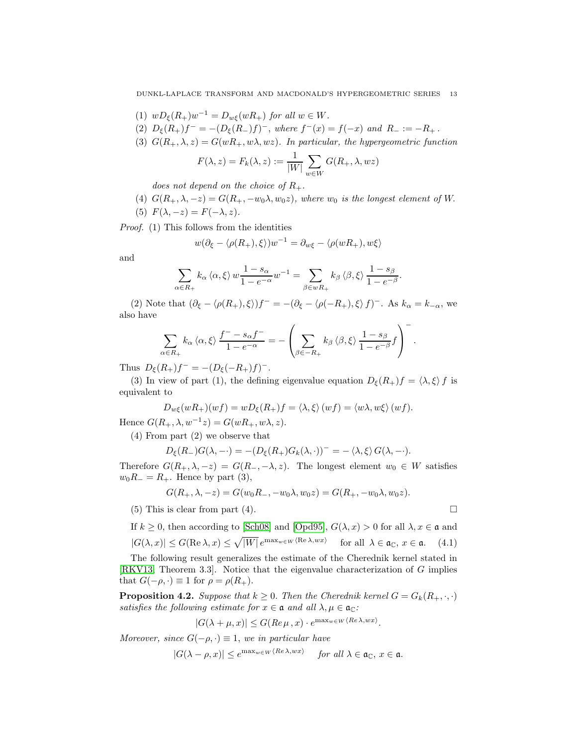(1) $wD_\xi(R_+)w^{-1} = D_{w\xi}(wR_+)$ *for all* $w \in W$.

(2) $D_\xi(R_+)f^- = -(D_\xi(R_-)f)^-$, *where* $f^-(x) = f(-x)$ *and* $R_- := -R_+$.

(3) $G(R_+, \lambda, z) = G(wR_+, w\lambda, wz)$. *In particular, the hypergeometric function*

$$F(\lambda, z) = F_k(\lambda, z) := \frac{1}{|W|}\sum_{w\in W} G(R_+, \lambda, wz)$$

*does not depend on the choice of* $R_+$.

(4) $G(R_+, \lambda, -z) = G(R_+, -w_0\lambda, w_0 z)$, *where* $w_0$ *is the longest element of* $W$.

(5) $F(\lambda, -z) = F(-\lambda, z)$.

*Proof.* (1) This follows from the identities

$$w(\partial_\xi - \langle \rho(R_+), \xi\rangle)w^{-1} = \partial_{w\xi} - \langle \rho(wR_+), w\xi\rangle$$

and

$$\sum_{\alpha\in R_+} k_\alpha \langle \alpha, \xi\rangle \, w\frac{1-s_\alpha}{1-e^{-\alpha}}w^{-1} = \sum_{\beta\in wR_+} k_\beta \langle \beta, \xi\rangle \frac{1-s_\beta}{1-e^{-\beta}}.$$

(2) Note that $(\partial_\xi - \langle \rho(R_+), \xi\rangle)f^- = -(\partial_\xi - \langle \rho(-R_+), \xi\rangle f)^-$. As $k_\alpha = k_{-\alpha}$, we also have

$$\sum_{\alpha\in R_+} k_\alpha \langle \alpha, \xi\rangle \frac{f^- - s_\alpha f^-}{1-e^{-\alpha}} = -\left(\sum_{\beta\in -R_+} k_\beta \langle \beta, \xi\rangle \frac{1-s_\beta}{1-e^{-\beta}} f\right)^-.$$

Thus $D_\xi(R_+)f^- = -(D_\xi(-R_+)f)^-$.

(3) In view of part (1), the defining eigenvalue equation $D_\xi(R_+)f = \langle \lambda, \xi\rangle f$ is equivalent to

$$D_{w\xi}(wR_+)(wf) = wD_\xi(R_+)f = \langle \lambda, \xi\rangle (wf) = \langle w\lambda, w\xi\rangle (wf).$$

Hence $G(R_+, \lambda, w^{-1}z) = G(wR_+, w\lambda, z)$.

(4) From part (2) we observe that

$$D_\xi(R_-)G(\lambda, -\cdot) = -(D_\xi(R_+)G_k(\lambda, \cdot))^- = -\langle \lambda, \xi\rangle G(\lambda, -\cdot).$$

Therefore $G(R_+, \lambda, -z) = G(R_-, -\lambda, z)$. The longest element $w_0 \in W$ satisfies $w_0 R_- = R_+$. Hence by part (3),

$$G(R_+, \lambda, -z) = G(w_0R_-, -w_0\lambda, w_0z) = G(R_+, -w_0\lambda, w_0z).$$

(5) This is clear from part (4). $\square$

If $k \geq 0$, then according to [Sch08] and [Opd95], $G(\lambda, x) > 0$ for all $\lambda, x \in \mathfrak{a}$ and

$$|G(\lambda, x)| \leq G(\operatorname{Re}\lambda, x) \leq \sqrt{|W|}\, e^{\max_{w\in W}\langle \operatorname{Re}\lambda, wx\rangle} \quad \text{for all } \lambda \in \mathfrak{a}_\mathbb{C},\, x \in \mathfrak{a}. \tag{4.1}$$

The following result generalizes the estimate of the Cherednik kernel stated in [RKV13, Theorem 3.3]. Notice that the eigenvalue characterization of $G$ implies that $G(-\rho, \cdot) \equiv 1$ for $\rho = \rho(R_+)$.

**Proposition 4.2.** *Suppose that* $k \geq 0$. *Then the Cherednik kernel* $G = G_k(R_+, \cdot, \cdot)$ *satisfies the following estimate for* $x \in \mathfrak{a}$ *and all* $\lambda, \mu \in \mathfrak{a}_\mathbb{C}$:

$$|G(\lambda + \mu, x)| \leq G(Re\,\mu\,, x) \cdot e^{\max_{w\in W}\langle Re\,\lambda, wx\rangle}.$$

*Moreover, since* $G(-\rho, \cdot) \equiv 1$, *we in particular have*

$$|G(\lambda - \rho, x)| \leq e^{\max_{w\in W}\langle Re\,\lambda, wx\rangle} \quad \text{for all } \lambda \in \mathfrak{a}_\mathbb{C},\, x \in \mathfrak{a}.$$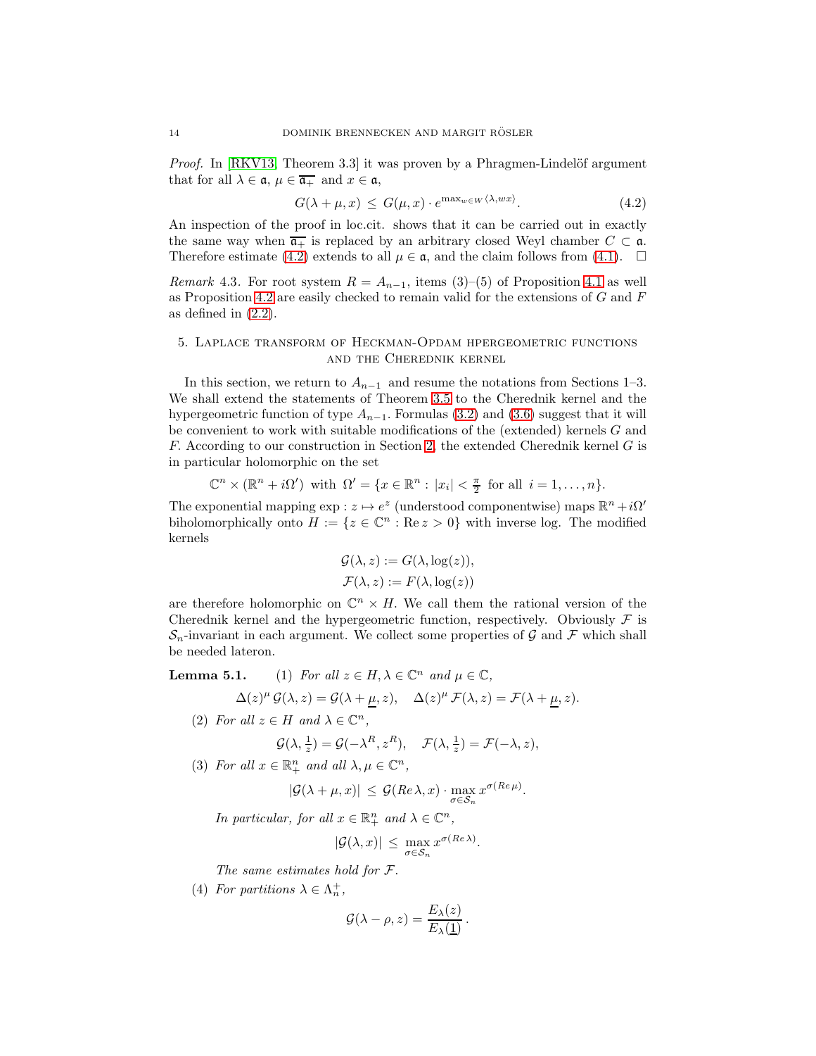*Proof.* In [RKV13, Theorem 3.3] it was proven by a Phragmen-Lindelöf argument that for all $\lambda \in \mathfrak{a}$, $\mu \in \overline{\mathfrak{a}_+}$ and $x \in \mathfrak{a}$,

$$G(\lambda + \mu, x) \,\le\, G(\mu, x) \cdot e^{\max_{w \in W} \langle \lambda, wx \rangle}. \tag{4.2}$$

An inspection of the proof in loc.cit. shows that it can be carried out in exactly the same way when $\overline{\mathfrak{a}_+}$ is replaced by an arbitrary closed Weyl chamber $C \subset \mathfrak{a}$. Therefore estimate (4.2) extends to all $\mu \in \mathfrak{a}$, and the claim follows from (4.1). $\square$

*Remark* 4.3. For root system $R = A_{n-1}$, items (3)–(5) of Proposition 4.1 as well as Proposition 4.2 are easily checked to remain valid for the extensions of $G$ and $F$ as defined in (2.2).

## 5. Laplace transform of Heckman-Opdam hpergeometric functions and the Cherednik kernel

In this section, we return to $A_{n-1}$ and resume the notations from Sections 1–3. We shall extend the statements of Theorem 3.5 to the Cherednik kernel and the hypergeometric function of type $A_{n-1}$. Formulas (3.2) and (3.6) suggest that it will be convenient to work with suitable modifications of the (extended) kernels $G$ and $F$. According to our construction in Section 2, the extended Cherednik kernel $G$ is in particular holomorphic on the set

$$\mathbb{C}^n \times (\mathbb{R}^n + i\Omega') \text{ with } \Omega' = \{x \in \mathbb{R}^n : |x_i| < \tfrac{\pi}{2} \text{ for all } i = 1, \ldots, n\}.$$

The exponential mapping $\exp : z \mapsto e^z$ (understood componentwise) maps $\mathbb{R}^n + i\Omega'$ biholomorphically onto $H := \{z \in \mathbb{C}^n : \operatorname{Re} z > 0\}$ with inverse log. The modified kernels

$$\mathcal{G}(\lambda, z) := G(\lambda, \log(z)),$$
$$\mathcal{F}(\lambda, z) := F(\lambda, \log(z))$$

are therefore holomorphic on $\mathbb{C}^n \times H$. We call them the rational version of the Cherednik kernel and the hypergeometric function, respectively. Obviously $\mathcal{F}$ is $\mathcal{S}_n$-invariant in each argument. We collect some properties of $\mathcal{G}$ and $\mathcal{F}$ which shall be needed lateron.

**Lemma 5.1.** (1) *For all $z \in H, \lambda \in \mathbb{C}^n$ and $\mu \in \mathbb{C}$,*

$$\Delta(z)^\mu \,\mathcal{G}(\lambda, z) = \mathcal{G}(\lambda + \underline{\mu}, z), \quad \Delta(z)^\mu \,\mathcal{F}(\lambda, z) = \mathcal{F}(\lambda + \underline{\mu}, z).$$

(2) *For all $z \in H$ and $\lambda \in \mathbb{C}^n$,*

$$\mathcal{G}(\lambda, \tfrac{1}{z}) = \mathcal{G}(-\lambda^R, z^R), \quad \mathcal{F}(\lambda, \tfrac{1}{z}) = \mathcal{F}(-\lambda, z),$$

(3) *For all $x \in \mathbb{R}^n_+$ and all $\lambda, \mu \in \mathbb{C}^n$,*

$$|\mathcal{G}(\lambda + \mu, x)| \,\le\, \mathcal{G}(Re\,\lambda, x) \cdot \max_{\sigma \in \mathcal{S}_n} x^{\sigma(Re\,\mu)}.$$

*In particular, for all $x \in \mathbb{R}^n_+$ and $\lambda \in \mathbb{C}^n$,*

$$|\mathcal{G}(\lambda, x)| \,\le\, \max_{\sigma \in \mathcal{S}_n} x^{\sigma(Re\,\lambda)}.$$

*The same estimates hold for $\mathcal{F}$.*

(4) *For partitions $\lambda \in \Lambda_n^+$,*

$$\mathcal{G}(\lambda - \rho, z) = \frac{E_\lambda(z)}{E_\lambda(\underline{1})}\,.$$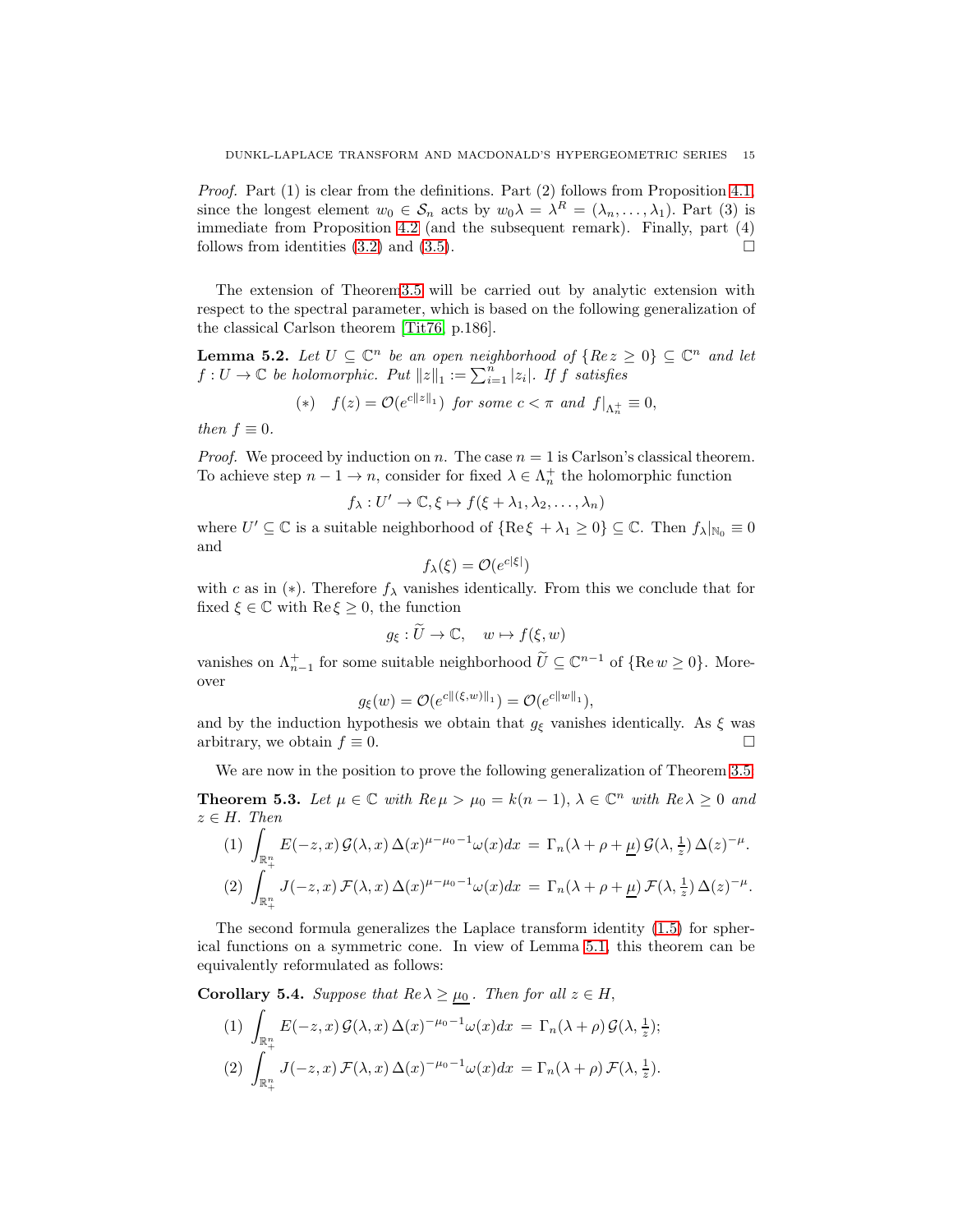*Proof.* Part (1) is clear from the definitions. Part (2) follows from Proposition 4.1, since the longest element $w_0 \in \mathcal{S}_n$ acts by $w_0\lambda = \lambda^R = (\lambda_n, \dots, \lambda_1)$. Part (3) is immediate from Proposition 4.2 (and the subsequent remark). Finally, part (4) follows from identities (3.2) and (3.5). □

The extension of Theorem 3.5 will be carried out by analytic extension with respect to the spectral parameter, which is based on the following generalization of the classical Carlson theorem [Tit76, p.186].

**Lemma 5.2.** *Let $U \subseteq \mathbb{C}^n$ be an open neighborhood of $\{Re\, z \geq 0\} \subseteq \mathbb{C}^n$ and let $f : U \to \mathbb{C}$ be holomorphic. Put $\|z\|_1 := \sum_{i=1}^n |z_i|$. If $f$ satisfies*

$$(*) \quad f(z) = \mathcal{O}(e^{c\|z\|_1}) \text{ for some } c < \pi \text{ and } f|_{\Lambda_n^+} \equiv 0,$$

*then $f \equiv 0$.*

*Proof.* We proceed by induction on $n$. The case $n = 1$ is Carlson's classical theorem. To achieve step $n-1 \to n$, consider for fixed $\lambda \in \Lambda_n^+$ the holomorphic function

$$f_\lambda : U' \to \mathbb{C}, \xi \mapsto f(\xi + \lambda_1, \lambda_2, \dots, \lambda_n)$$

where $U' \subseteq \mathbb{C}$ is a suitable neighborhood of $\{\mathrm{Re}\,\xi + \lambda_1 \geq 0\} \subseteq \mathbb{C}$. Then $f_\lambda|_{\mathbb{N}_0} \equiv 0$ and

$$f_\lambda(\xi) = \mathcal{O}(e^{c|\xi|})$$

with $c$ as in $(*)$. Therefore $f_\lambda$ vanishes identically. From this we conclude that for fixed $\xi \in \mathbb{C}$ with $\mathrm{Re}\,\xi \geq 0$, the function

$$g_\xi : \widetilde{U} \to \mathbb{C}, \quad w \mapsto f(\xi, w)$$

vanishes on $\Lambda_{n-1}^+$ for some suitable neighborhood $\widetilde{U} \subseteq \mathbb{C}^{n-1}$ of $\{\mathrm{Re}\, w \geq 0\}$. Moreover

$$g_\xi(w) = \mathcal{O}(e^{c\|(\xi,w)\|_1}) = \mathcal{O}(e^{c\|w\|_1}),$$

and by the induction hypothesis we obtain that $g_\xi$ vanishes identically. As $\xi$ was arbitrary, we obtain $f \equiv 0$. □

We are now in the position to prove the following generalization of Theorem 3.5.

**Theorem 5.3.** *Let $\mu \in \mathbb{C}$ with $Re\,\mu > \mu_0 = k(n-1)$, $\lambda \in \mathbb{C}^n$ with $Re\,\lambda \geq 0$ and $z \in H$. Then*

$$(1) \int_{\mathbb{R}_+^n} E(-z,x)\,\mathcal{G}(\lambda,x)\,\Delta(x)^{\mu-\mu_0-1}\omega(x)dx \;=\; \Gamma_n(\lambda+\rho+\underline{\mu})\,\mathcal{G}(\lambda,\tfrac{1}{z})\,\Delta(z)^{-\mu}.$$

$$(2) \int_{\mathbb{R}_+^n} J(-z,x)\,\mathcal{F}(\lambda,x)\,\Delta(x)^{\mu-\mu_0-1}\omega(x)dx \;=\; \Gamma_n(\lambda+\rho+\underline{\mu})\,\mathcal{F}(\lambda,\tfrac{1}{z})\,\Delta(z)^{-\mu}.$$

The second formula generalizes the Laplace transform identity (1.5) for spherical functions on a symmetric cone. In view of Lemma 5.1, this theorem can be equivalently reformulated as follows:

**Corollary 5.4.** *Suppose that $Re\,\lambda \geq \underline{\mu_0}$. Then for all $z \in H$,*

$$(1) \int_{\mathbb{R}_+^n} E(-z,x)\,\mathcal{G}(\lambda,x)\,\Delta(x)^{-\mu_0-1}\omega(x)dx \;=\; \Gamma_n(\lambda+\rho)\,\mathcal{G}(\lambda,\tfrac{1}{z});$$

$$(2) \int_{\mathbb{R}_+^n} J(-z,x)\,\mathcal{F}(\lambda,x)\,\Delta(x)^{-\mu_0-1}\omega(x)dx \;=\; \Gamma_n(\lambda+\rho)\,\mathcal{F}(\lambda,\tfrac{1}{z}).$$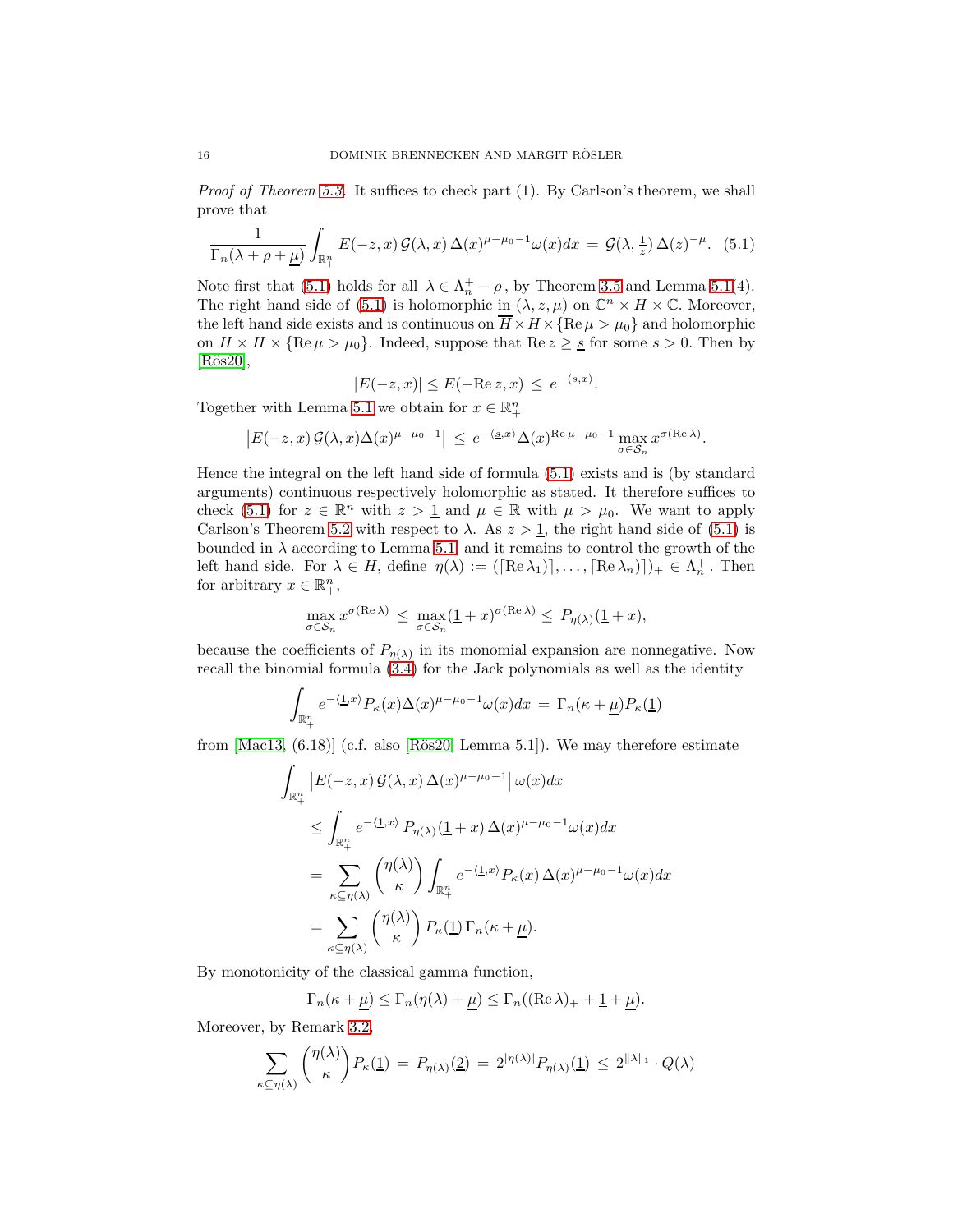*Proof of Theorem 5.3.* It suffices to check part (1). By Carlson's theorem, we shall prove that

$$\frac{1}{\Gamma_n(\lambda+\rho+\underline{\mu})}\int_{\mathbb{R}_+^n} E(-z,x)\,\mathcal{G}(\lambda,x)\,\Delta(x)^{\mu-\mu_0-1}\omega(x)dx \;=\; \mathcal{G}(\lambda,\tfrac{1}{z})\,\Delta(z)^{-\mu}. \quad (5.1)$$

Note first that (5.1) holds for all $\lambda\in\Lambda_n^+-\rho$, by Theorem 3.5 and Lemma 5.1(4). The right hand side of (5.1) is holomorphic in $(\lambda,z,\mu)$ on $\mathbb{C}^n\times H\times\mathbb{C}$. Moreover, the left hand side exists and is continuous on $\overline{H}\times H\times\{\mathrm{Re}\,\mu>\mu_0\}$ and holomorphic on $H\times H\times\{\mathrm{Re}\,\mu>\mu_0\}$. Indeed, suppose that $\mathrm{Re}\,z\geq\underline{s}$ for some $s>0$. Then by [Rös20],

$$|E(-z,x)|\leq E(-\mathrm{Re}\,z,x)\;\leq\; e^{-\langle\underline{s},x\rangle}.$$

Together with Lemma 5.1 we obtain for $x\in\mathbb{R}_+^n$

$$\left|E(-z,x)\,\mathcal{G}(\lambda,x)\Delta(x)^{\mu-\mu_0-1}\right|\;\leq\; e^{-\langle\underline{s},x\rangle}\Delta(x)^{\mathrm{Re}\,\mu-\mu_0-1}\max_{\sigma\in\mathcal{S}_n}x^{\sigma(\mathrm{Re}\,\lambda)}.$$

Hence the integral on the left hand side of formula (5.1) exists and is (by standard arguments) continuous respectively holomorphic as stated. It therefore suffices to check (5.1) for $z\in\mathbb{R}^n$ with $z>\underline{1}$ and $\mu\in\mathbb{R}$ with $\mu>\mu_0$. We want to apply Carlson's Theorem 5.2 with respect to $\lambda$. As $z>\underline{1}$, the right hand side of (5.1) is bounded in $\lambda$ according to Lemma 5.1, and it remains to control the growth of the left hand side. For $\lambda\in H$, define $\eta(\lambda):=(\lceil\mathrm{Re}\,\lambda_1)\rceil,\ldots,\lceil\mathrm{Re}\,\lambda_n)\rceil)_+\in\Lambda_n^+$. Then for arbitrary $x\in\mathbb{R}_+^n$,

$$\max_{\sigma\in\mathcal{S}_n}x^{\sigma(\mathrm{Re}\,\lambda)}\;\leq\;\max_{\sigma\in\mathcal{S}_n}(\underline{1}+x)^{\sigma(\mathrm{Re}\,\lambda)}\;\leq\;P_{\eta(\lambda)}(\underline{1}+x),$$

because the coefficients of $P_{\eta(\lambda)}$ in its monomial expansion are nonnegative. Now recall the binomial formula (3.4) for the Jack polynomials as well as the identity

$$\int_{\mathbb{R}_+^n}e^{-\langle\underline{1},x\rangle}P_\kappa(x)\Delta(x)^{\mu-\mu_0-1}\omega(x)dx\;=\;\Gamma_n(\kappa+\underline{\mu})P_\kappa(\underline{1})$$

from [Mac13, (6.18)] (c.f. also [Rös20, Lemma 5.1]). We may therefore estimate

$$\begin{aligned}
\int_{\mathbb{R}_+^n}&\left|E(-z,x)\,\mathcal{G}(\lambda,x)\,\Delta(x)^{\mu-\mu_0-1}\right|\omega(x)dx\\
&\leq\int_{\mathbb{R}_+^n}e^{-\langle\underline{1},x\rangle}\,P_{\eta(\lambda)}(\underline{1}+x)\,\Delta(x)^{\mu-\mu_0-1}\omega(x)dx\\
&=\sum_{\kappa\subseteq\eta(\lambda)}\binom{\eta(\lambda)}{\kappa}\int_{\mathbb{R}_+^n}e^{-\langle\underline{1},x\rangle}P_\kappa(x)\,\Delta(x)^{\mu-\mu_0-1}\omega(x)dx\\
&=\sum_{\kappa\subseteq\eta(\lambda)}\binom{\eta(\lambda)}{\kappa}P_\kappa(\underline{1})\,\Gamma_n(\kappa+\underline{\mu}).
\end{aligned}$$

By monotonicity of the classical gamma function,

$$\Gamma_n(\kappa+\underline{\mu})\leq\Gamma_n(\eta(\lambda)+\underline{\mu})\leq\Gamma_n((\mathrm{Re}\,\lambda)_++\underline{1}+\underline{\mu}).$$

Moreover, by Remark 3.2,

$$\sum_{\kappa\subseteq\eta(\lambda)}\binom{\eta(\lambda)}{\kappa}P_\kappa(\underline{1})\;=\;P_{\eta(\lambda)}(\underline{2})\;=\;2^{|\eta(\lambda)|}P_{\eta(\lambda)}(\underline{1})\;\leq\;2^{\|\lambda\|_1}\cdot Q(\lambda)$$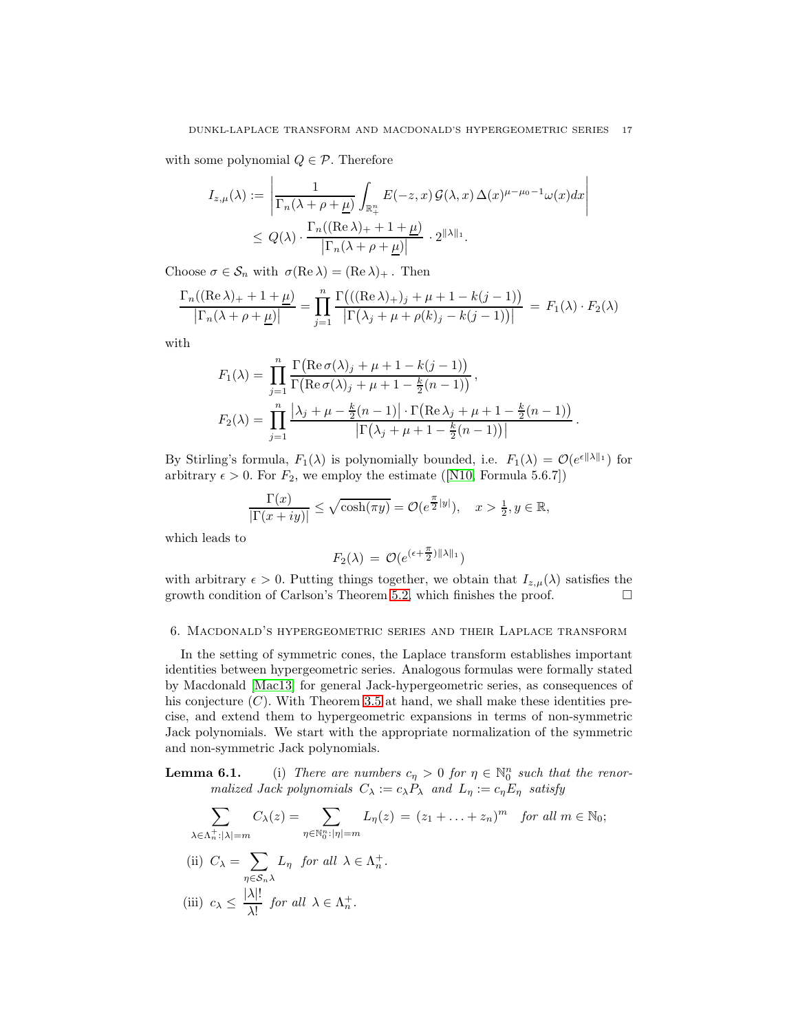with some polynomial $Q \in \mathcal{P}$. Therefore

$$I_{z,\mu}(\lambda) := \left| \frac{1}{\Gamma_n(\lambda + \rho + \underline{\mu})} \int_{\mathbb{R}_+^n} E(-z,x)\, \mathcal{G}(\lambda, x)\, \Delta(x)^{\mu - \mu_0 - 1} \omega(x) dx \right|$$
$$\leq Q(\lambda) \cdot \frac{\Gamma_n((\operatorname{Re}\lambda)_+ + 1 + \underline{\mu})}{\left|\Gamma_n(\lambda + \rho + \underline{\mu})\right|} \cdot 2^{\|\lambda\|_1}.$$

Choose $\sigma \in \mathcal{S}_n$ with $\sigma(\operatorname{Re}\lambda) = (\operatorname{Re}\lambda)_+$. Then

$$\frac{\Gamma_n((\operatorname{Re}\lambda)_+ + 1 + \underline{\mu})}{\left|\Gamma_n(\lambda + \rho + \underline{\mu})\right|} = \prod_{j=1}^n \frac{\Gamma\big(((\operatorname{Re}\lambda)_+)_j + \mu + 1 - k(j-1)\big)}{\left|\Gamma\big(\lambda_j + \mu + \rho(k)_j - k(j-1)\big)\right|} = F_1(\lambda) \cdot F_2(\lambda)$$

with

$$F_1(\lambda) = \prod_{j=1}^n \frac{\Gamma\big(\operatorname{Re}\sigma(\lambda)_j + \mu + 1 - k(j-1)\big)}{\Gamma\big(\operatorname{Re}\sigma(\lambda)_j + \mu + 1 - \frac{k}{2}(n-1)\big)},$$

$$F_2(\lambda) = \prod_{j=1}^n \frac{\big|\lambda_j + \mu - \frac{k}{2}(n-1)\big| \cdot \Gamma\big(\operatorname{Re}\lambda_j + \mu + 1 - \frac{k}{2}(n-1)\big)}{\big|\Gamma\big(\lambda_j + \mu + 1 - \frac{k}{2}(n-1)\big)\big|}.$$

By Stirling's formula, $F_1(\lambda)$ is polynomially bounded, i.e. $F_1(\lambda) = \mathcal{O}(e^{\epsilon\|\lambda\|_1})$ for arbitrary $\epsilon > 0$. For $F_2$, we employ the estimate ([N10, Formula 5.6.7])

$$\frac{\Gamma(x)}{|\Gamma(x+iy)|} \leq \sqrt{\cosh(\pi y)} = \mathcal{O}(e^{\frac{\pi}{2}|y|}), \quad x > \tfrac{1}{2}, y \in \mathbb{R},$$

which leads to

$$F_2(\lambda) = \mathcal{O}(e^{(\epsilon + \frac{\pi}{2})\|\lambda\|_1})$$

with arbitrary $\epsilon > 0$. Putting things together, we obtain that $I_{z,\mu}(\lambda)$ satisfies the growth condition of Carlson's Theorem 5.2, which finishes the proof. □

## 6. Macdonald's hypergeometric series and their Laplace transform

In the setting of symmetric cones, the Laplace transform establishes important identities between hypergeometric series. Analogous formulas were formally stated by Macdonald [Mac13] for general Jack-hypergeometric series, as consequences of his conjecture $(C)$. With Theorem 3.5 at hand, we shall make these identities precise, and extend them to hypergeometric expansions in terms of non-symmetric Jack polynomials. We start with the appropriate normalization of the symmetric and non-symmetric Jack polynomials.

**Lemma 6.1.** (i) *There are numbers $c_\eta > 0$ for $\eta \in \mathbb{N}_0^n$ such that the renormalized Jack polynomials $C_\lambda := c_\lambda P_\lambda$ and $L_\eta := c_\eta E_\eta$ satisfy*

$$\sum_{\lambda \in \Lambda_n^+ : |\lambda| = m} C_\lambda(z) = \sum_{\eta \in \mathbb{N}_0^n : |\eta| = m} L_\eta(z) = (z_1 + \ldots + z_n)^m \quad \text{for all } m \in \mathbb{N}_0;$$

(ii) $C_\lambda = \displaystyle\sum_{\eta \in \mathcal{S}_n \lambda} L_\eta$ *for all* $\lambda \in \Lambda_n^+$.

(iii) $c_\lambda \leq \dfrac{|\lambda|!}{\lambda!}$ *for all* $\lambda \in \Lambda_n^+$.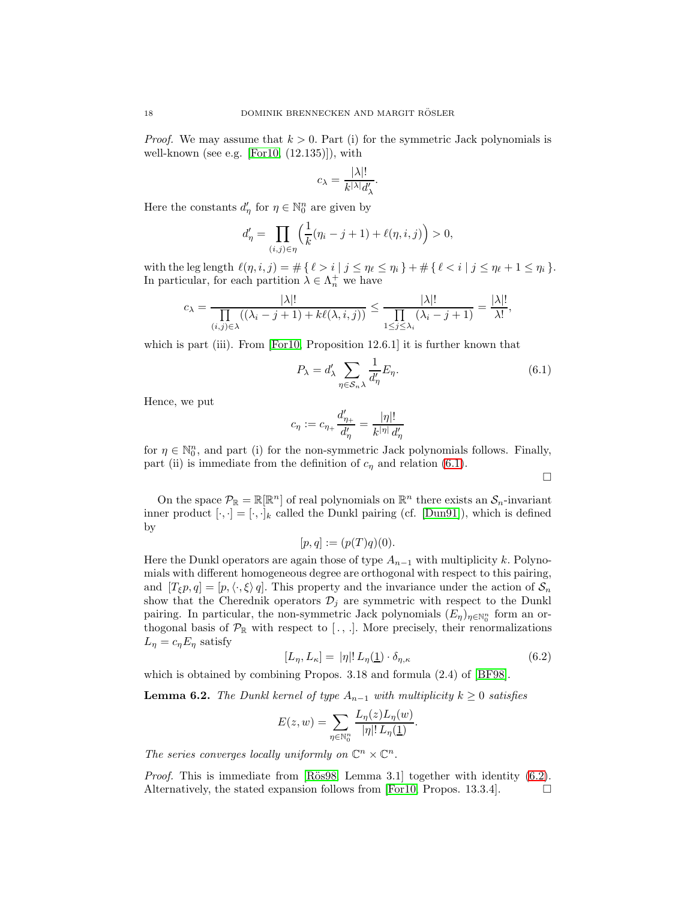*Proof.* We may assume that $k > 0$. Part (i) for the symmetric Jack polynomials is well-known (see e.g. [For10, (12.135)]), with

$$c_\lambda = \frac{|\lambda|!}{k^{|\lambda|} d'_\lambda}.$$

Here the constants $d'_\eta$ for $\eta \in \mathbb{N}_0^n$ are given by

$$d'_\eta = \prod_{(i,j)\in\eta} \Big(\frac{1}{k}(\eta_i - j + 1) + \ell(\eta, i, j)\Big) > 0,$$

with the leg length $\ell(\eta, i, j) = \#\{\, \ell > i \mid j \le \eta_\ell \le \eta_i \,\} + \#\{\, \ell < i \mid j \le \eta_\ell + 1 \le \eta_i \,\}$. In particular, for each partition $\lambda \in \Lambda_n^+$ we have

$$c_\lambda = \frac{|\lambda|!}{\prod\limits_{(i,j)\in\lambda} \big((\lambda_i - j + 1) + k\ell(\lambda, i, j)\big)} \le \frac{|\lambda|!}{\prod\limits_{1\le j\le \lambda_i} (\lambda_i - j + 1)} = \frac{|\lambda|!}{\lambda!},$$

which is part (iii). From [For10, Proposition 12.6.1] it is further known that

$$P_\lambda = d'_\lambda \sum_{\eta \in \mathcal{S}_n\lambda} \frac{1}{d'_\eta} E_\eta. \tag{6.1}$$

Hence, we put

$$c_\eta := c_{\eta_+} \frac{d'_{\eta_+}}{d'_\eta} = \frac{|\eta|!}{k^{|\eta|}\, d'_\eta}$$

for $\eta \in \mathbb{N}_0^n$, and part (i) for the non-symmetric Jack polynomials follows. Finally, part (ii) is immediate from the definition of $c_\eta$ and relation (6.1).

□

On the space $\mathcal{P}_\mathbb{R} = \mathbb{R}[\mathbb{R}^n]$ of real polynomials on $\mathbb{R}^n$ there exists an $\mathcal{S}_n$-invariant inner product $[\cdot,\cdot] = [\cdot,\cdot]_k$ called the Dunkl pairing (cf. [Dun91]), which is defined by

$$[p, q] := (p(T)q)(0).$$

Here the Dunkl operators are again those of type $A_{n-1}$ with multiplicity $k$. Polynomials with different homogeneous degree are orthogonal with respect to this pairing, and $[T_\xi p, q] = [p, \langle \cdot, \xi\rangle\, q]$. This property and the invariance under the action of $\mathcal{S}_n$ show that the Cherednik operators $\mathcal{D}_j$ are symmetric with respect to the Dunkl pairing. In particular, the non-symmetric Jack polynomials $(E_\eta)_{\eta\in\mathbb{N}_0^n}$ form an orthogonal basis of $\mathcal{P}_\mathbb{R}$ with respect to $[\,.\,,.\,]$. More precisely, their renormalizations $L_\eta = c_\eta E_\eta$ satisfy

$$[L_\eta, L_\kappa] = \, |\eta|!\, L_\eta(\underline{1}) \cdot \delta_{\eta,\kappa} \tag{6.2}$$

which is obtained by combining Propos. 3.18 and formula (2.4) of [BF98].

**Lemma 6.2.** *The Dunkl kernel of type $A_{n-1}$ with multiplicity $k \ge 0$ satisfies*

$$E(z, w) = \sum_{\eta\in\mathbb{N}_0^n} \frac{L_\eta(z) L_\eta(w)}{|\eta|!\, L_\eta(\underline{1})}.$$

*The series converges locally uniformly on $\mathbb{C}^n \times \mathbb{C}^n$.*

*Proof.* This is immediate from [Rös98, Lemma 3.1] together with identity (6.2). Alternatively, the stated expansion follows from [For10, Propos. 13.3.4]. □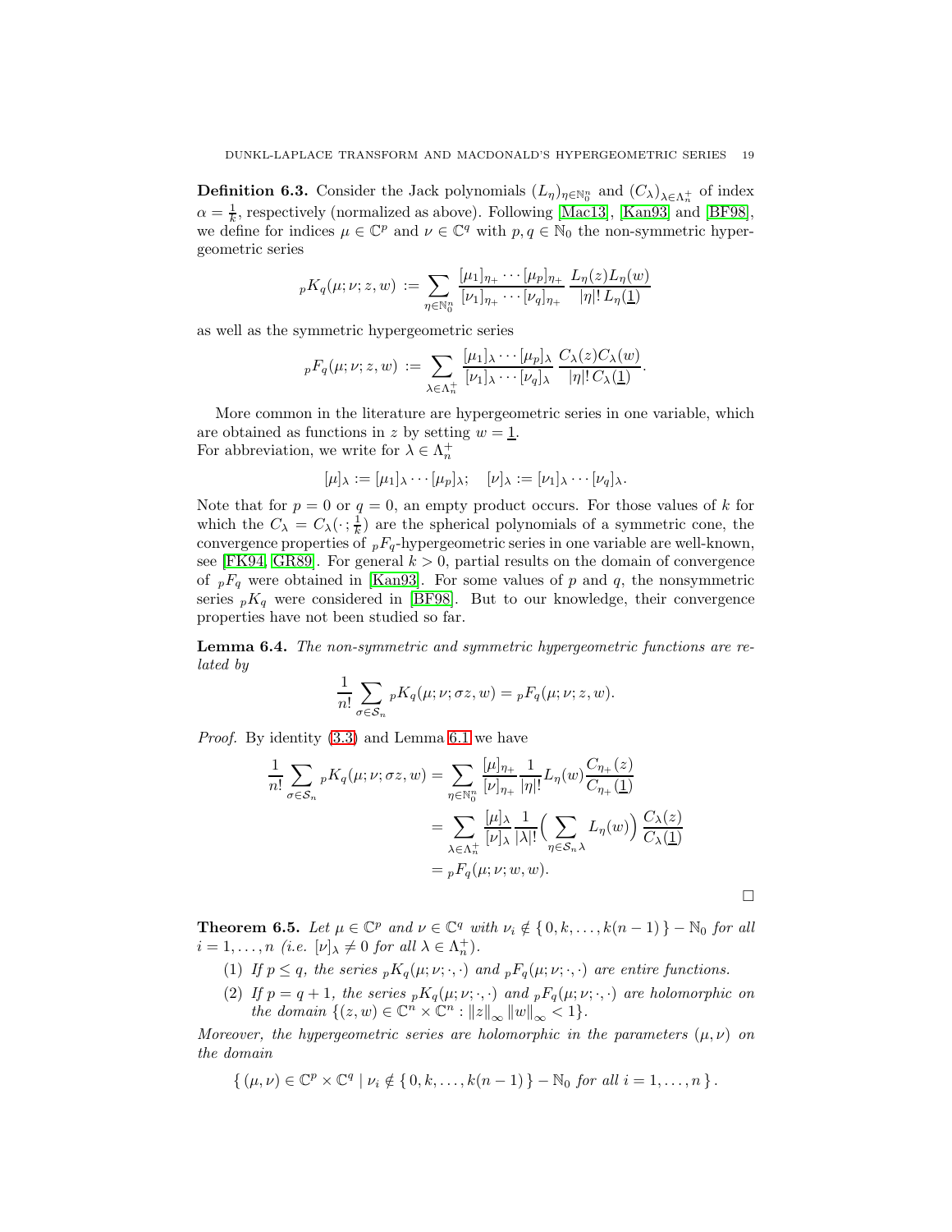**Definition 6.3.** Consider the Jack polynomials $(L_\eta)_{\eta\in\mathbb{N}_0^n}$ and $(C_\lambda)_{\lambda\in\Lambda_n^+}$ of index $\alpha = \frac{1}{k}$, respectively (normalized as above). Following [Mac13], [Kan93] and [BF98], we define for indices $\mu \in \mathbb{C}^p$ and $\nu \in \mathbb{C}^q$ with $p, q \in \mathbb{N}_0$ the non-symmetric hypergeometric series

$$ {}_pK_q(\mu;\nu;z,w) := \sum_{\eta\in\mathbb{N}_0^n} \frac{[\mu_1]_{\eta_+}\cdots[\mu_p]_{\eta_+}}{[\nu_1]_{\eta_+}\cdots[\nu_q]_{\eta_+}} \frac{L_\eta(z)L_\eta(w)}{|\eta|!\,L_\eta(\underline{1})}$$

as well as the symmetric hypergeometric series

$$ {}_pF_q(\mu;\nu;z,w) := \sum_{\lambda\in\Lambda_n^+} \frac{[\mu_1]_{\lambda}\cdots[\mu_p]_{\lambda}}{[\nu_1]_{\lambda}\cdots[\nu_q]_{\lambda}} \frac{C_\lambda(z)C_\lambda(w)}{|\eta|!\,C_\lambda(\underline{1})}.$$

More common in the literature are hypergeometric series in one variable, which are obtained as functions in $z$ by setting $w = \underline{1}$.
For abbreviation, we write for $\lambda \in \Lambda_n^+$

$$[\mu]_\lambda := [\mu_1]_\lambda\cdots[\mu_p]_\lambda; \quad [\nu]_\lambda := [\nu_1]_\lambda\cdots[\nu_q]_\lambda.$$

Note that for $p = 0$ or $q = 0$, an empty product occurs. For those values of $k$ for which the $C_\lambda = C_\lambda(\cdot;\frac{1}{k})$ are the spherical polynomials of a symmetric cone, the convergence properties of ${}_pF_q$-hypergeometric series in one variable are well-known, see [FK94, GR89]. For general $k > 0$, partial results on the domain of convergence of ${}_pF_q$ were obtained in [Kan93]. For some values of $p$ and $q$, the nonsymmetric series ${}_pK_q$ were considered in [BF98]. But to our knowledge, their convergence properties have not been studied so far.

**Lemma 6.4.** *The non-symmetric and symmetric hypergeometric functions are related by*

$$\frac{1}{n!}\sum_{\sigma\in\mathcal{S}_n} {}_pK_q(\mu;\nu;\sigma z,w) = {}_pF_q(\mu;\nu;z,w).$$

*Proof.* By identity (3.3) and Lemma 6.1 we have

$$\begin{aligned}
\frac{1}{n!}\sum_{\sigma\in\mathcal{S}_n} {}_pK_q(\mu;\nu;\sigma z,w) &= \sum_{\eta\in\mathbb{N}_0^n} \frac{[\mu]_{\eta_+}}{[\nu]_{\eta_+}}\frac{1}{|\eta|!}L_\eta(w)\frac{C_{\eta_+}(z)}{C_{\eta_+}(\underline{1})} \\
&= \sum_{\lambda\in\Lambda_n^+} \frac{[\mu]_\lambda}{[\nu]_\lambda}\frac{1}{|\lambda|!}\Big(\sum_{\eta\in\mathcal{S}_n\lambda} L_\eta(w)\Big)\frac{C_\lambda(z)}{C_\lambda(\underline{1})} \\
&= {}_pF_q(\mu;\nu;w,w).
\end{aligned}$$

$\square$

**Theorem 6.5.** *Let $\mu \in \mathbb{C}^p$ and $\nu \in \mathbb{C}^q$ with $\nu_i \notin \{0, k, \ldots, k(n-1)\} - \mathbb{N}_0$ for all $i = 1, \ldots, n$ (i.e. $[\nu]_\lambda \neq 0$ for all $\lambda \in \Lambda_n^+$).*

1. *If $p \leq q$, the series ${}_pK_q(\mu;\nu;\cdot,\cdot)$ and ${}_pF_q(\mu;\nu;\cdot,\cdot)$ are entire functions.*
2. *If $p = q+1$, the series ${}_pK_q(\mu;\nu;\cdot,\cdot)$ and ${}_pF_q(\mu;\nu;\cdot,\cdot)$ are holomorphic on the domain $\{(z,w) \in \mathbb{C}^n\times\mathbb{C}^n : \|z\|_\infty\|w\|_\infty < 1\}$.*

*Moreover, the hypergeometric series are holomorphic in the parameters $(\mu,\nu)$ on the domain*

$$\{(\mu,\nu) \in \mathbb{C}^p\times\mathbb{C}^q \mid \nu_i \notin \{0, k, \ldots, k(n-1)\} - \mathbb{N}_0 \text{ for all } i = 1, \ldots, n\}.$$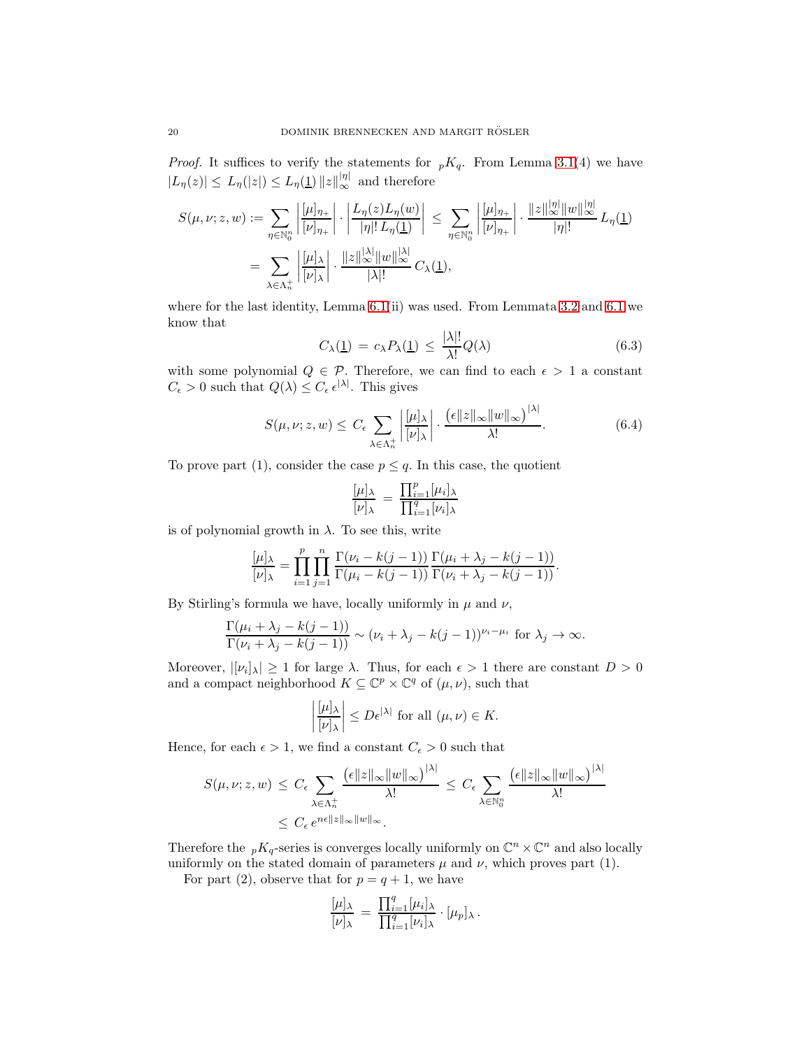*Proof.* It suffices to verify the statements for ${}_pK_q$. From Lemma 3.1(4) we have $|L_\eta(z)| \le L_\eta(|z|) \le L_\eta(\underline{1})\,\|z\|_\infty^{|\eta|}$ and therefore

$$S(\mu,\nu;z,w) := \sum_{\eta\in\mathbb{N}_0^n} \left|\frac{[\mu]_{\eta_+}}{[\nu]_{\eta_+}}\right| \cdot \left|\frac{L_\eta(z)L_\eta(w)}{|\eta|!\,L_\eta(\underline{1})}\right| \le \sum_{\eta\in\mathbb{N}_0^n} \left|\frac{[\mu]_{\eta_+}}{[\nu]_{\eta_+}}\right| \cdot \frac{\|z\|_\infty^{|\eta|}\|w\|_\infty^{|\eta|}}{|\eta|!}\,L_\eta(\underline{1})$$
$$= \sum_{\lambda\in\Lambda_n^+} \left|\frac{[\mu]_{\lambda}}{[\nu]_{\lambda}}\right| \cdot \frac{\|z\|_\infty^{|\lambda|}\|w\|_\infty^{|\lambda|}}{|\lambda|!}\,C_\lambda(\underline{1}),$$

where for the last identity, Lemma 6.1(ii) was used. From Lemmata 3.2 and 6.1 we know that

$$C_\lambda(\underline{1}) \,=\, c_\lambda P_\lambda(\underline{1}) \,\le\, \frac{|\lambda|!}{\lambda!}Q(\lambda) \tag{6.3}$$

with some polynomial $Q \in \mathcal{P}$. Therefore, we can find to each $\epsilon > 1$ a constant $C_\epsilon > 0$ such that $Q(\lambda) \le C_\epsilon\,\epsilon^{|\lambda|}$. This gives

$$S(\mu,\nu;z,w) \le C_\epsilon \sum_{\lambda\in\Lambda_n^+} \left|\frac{[\mu]_{\lambda}}{[\nu]_{\lambda}}\right| \cdot \frac{\big(\epsilon\|z\|_\infty\|w\|_\infty\big)^{|\lambda|}}{\lambda!}. \tag{6.4}$$

To prove part (1), consider the case $p \le q$. In this case, the quotient

$$\frac{[\mu]_\lambda}{[\nu]_\lambda} \,=\, \frac{\prod_{i=1}^p[\mu_i]_\lambda}{\prod_{i=1}^q[\nu_i]_\lambda}$$

is of polynomial growth in $\lambda$. To see this, write

$$\frac{[\mu]_\lambda}{[\nu]_\lambda} = \prod_{i=1}^p\prod_{j=1}^n \frac{\Gamma(\nu_i - k(j-1))}{\Gamma(\mu_i - k(j-1))}\frac{\Gamma(\mu_i + \lambda_j - k(j-1))}{\Gamma(\nu_i+\lambda_j - k(j-1))}.$$

By Stirling's formula we have, locally uniformly in $\mu$ and $\nu$,

$$\frac{\Gamma(\mu_i + \lambda_j - k(j-1))}{\Gamma(\nu_i+\lambda_j - k(j-1))} \sim (\nu_i + \lambda_j - k(j-1))^{\nu_i-\mu_i} \text{ for } \lambda_j \to \infty.$$

Moreover, $|[\nu_i]_\lambda| \ge 1$ for large $\lambda$. Thus, for each $\epsilon > 1$ there are constant $D > 0$ and a compact neighborhood $K \subseteq \mathbb{C}^p \times \mathbb{C}^q$ of $(\mu,\nu)$, such that

$$\left|\frac{[\mu]_\lambda}{[\nu]_\lambda}\right| \le D\epsilon^{|\lambda|} \text{ for all } (\mu,\nu)\in K.$$

Hence, for each $\epsilon > 1$, we find a constant $C_\epsilon > 0$ such that

$$S(\mu,\nu;z,w) \,\le\, C_\epsilon \sum_{\lambda\in\Lambda_n^+} \frac{\big(\epsilon\|z\|_\infty\|w\|_\infty\big)^{|\lambda|}}{\lambda!} \,\le\, C_\epsilon \sum_{\lambda\in\mathbb{N}_0^n} \frac{\big(\epsilon\|z\|_\infty\|w\|_\infty\big)^{|\lambda|}}{\lambda!}$$
$$\le C_\epsilon\, e^{n\epsilon\|z\|_\infty\|w\|_\infty}.$$

Therefore the ${}_pK_q$-series is converges locally uniformly on $\mathbb{C}^n \times \mathbb{C}^n$ and also locally uniformly on the stated domain of parameters $\mu$ and $\nu$, which proves part (1).

For part (2), observe that for $p = q+1$, we have

$$\frac{[\mu]_\lambda}{[\nu]_\lambda} \,=\, \frac{\prod_{i=1}^q[\mu_i]_\lambda}{\prod_{i=1}^q[\nu_i]_\lambda} \cdot [\mu_p]_\lambda\,.$$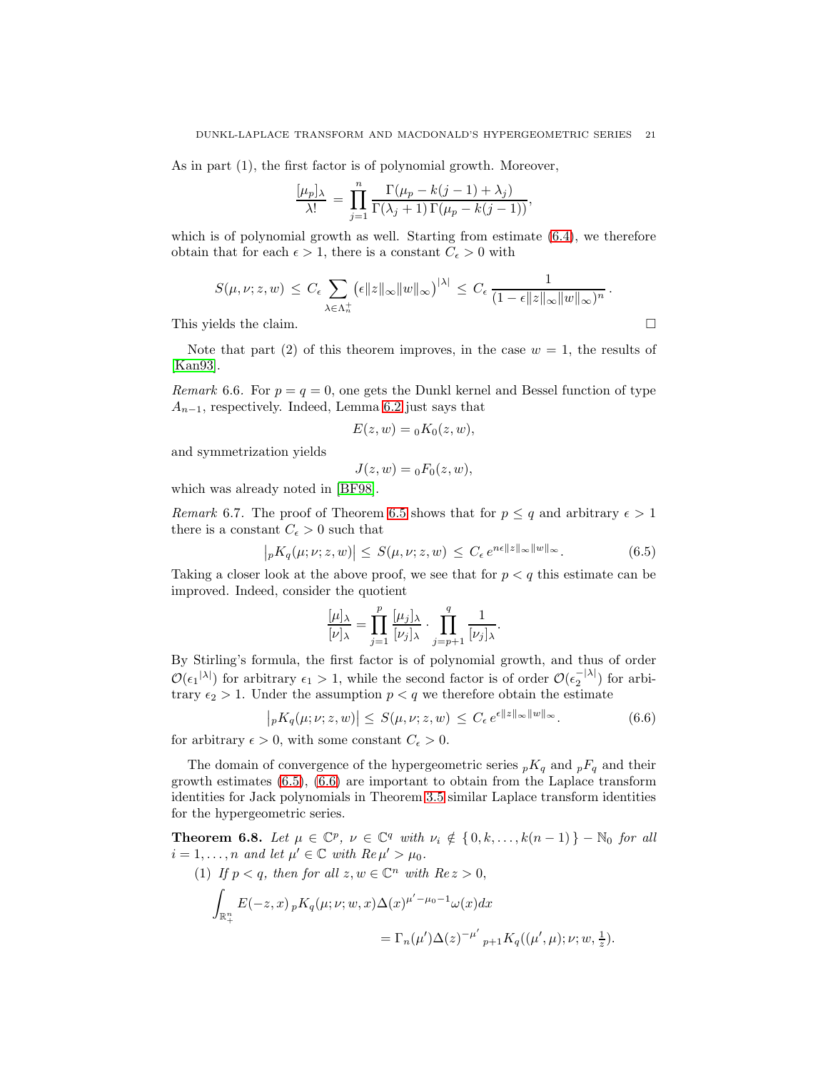As in part (1), the first factor is of polynomial growth. Moreover,

$$\frac{[\mu_p]_\lambda}{\lambda!} = \prod_{j=1}^n \frac{\Gamma(\mu_p - k(j-1) + \lambda_j)}{\Gamma(\lambda_j+1)\,\Gamma(\mu_p - k(j-1))},$$

which is of polynomial growth as well. Starting from estimate (6.4), we therefore obtain that for each $\epsilon > 1$, there is a constant $C_\epsilon > 0$ with

$$S(\mu,\nu;z,w) \,\le\, C_\epsilon \sum_{\lambda\in\Lambda_n^+} \big(\epsilon \|z\|_\infty \|w\|_\infty\big)^{|\lambda|} \,\le\, C_\epsilon\, \frac{1}{(1-\epsilon\|z\|_\infty\|w\|_\infty)^n}\,.$$

This yields the claim. □

Note that part (2) of this theorem improves, in the case $w = 1$, the results of [Kan93].

*Remark* 6.6. For $p = q = 0$, one gets the Dunkl kernel and Bessel function of type $A_{n-1}$, respectively. Indeed, Lemma 6.2 just says that

$$E(z,w) = {}_0K_0(z,w),$$

and symmetrization yields

$$J(z,w) = {}_0F_0(z,w),$$

which was already noted in [BF98].

*Remark* 6.7. The proof of Theorem 6.5 shows that for $p \le q$ and arbitrary $\epsilon > 1$ there is a constant $C_\epsilon > 0$ such that

$$\big|{}_pK_q(\mu;\nu;z,w)\big| \le S(\mu,\nu;z,w) \,\le\, C_\epsilon\, e^{n\epsilon\|z\|_\infty\|w\|_\infty}. \tag{6.5}$$

Taking a closer look at the above proof, we see that for $p < q$ this estimate can be improved. Indeed, consider the quotient

$$\frac{[\mu]_\lambda}{[\nu]_\lambda} = \prod_{j=1}^p \frac{[\mu_j]_\lambda}{[\nu_j]_\lambda}\cdot \prod_{j=p+1}^q \frac{1}{[\nu_j]_\lambda}.$$

By Stirling's formula, the first factor is of polynomial growth, and thus of order $\mathcal{O}({\epsilon_1}^{|\lambda|})$ for arbitrary $\epsilon_1 > 1$, while the second factor is of order $\mathcal{O}({\epsilon_2}^{-|\lambda|})$ for arbitrary $\epsilon_2 > 1$. Under the assumption $p < q$ we therefore obtain the estimate

$$\big|{}_pK_q(\mu;\nu;z,w)\big| \le S(\mu,\nu;z,w) \,\le\, C_\epsilon\, e^{\epsilon\|z\|_\infty\|w\|_\infty}. \tag{6.6}$$

for arbitrary $\epsilon > 0$, with some constant $C_\epsilon > 0$.

The domain of convergence of the hypergeometric series ${}_pK_q$ and ${}_pF_q$ and their growth estimates (6.5), (6.6) are important to obtain from the Laplace transform identities for Jack polynomials in Theorem 3.5 similar Laplace transform identities for the hypergeometric series.

**Theorem 6.8.** *Let $\mu \in \mathbb{C}^p$, $\nu \in \mathbb{C}^q$ with $\nu_i \notin \{\,0, k, \ldots, k(n-1)\,\} - \mathbb{N}_0$ for all $i = 1,\ldots,n$ and let $\mu' \in \mathbb{C}$ with $Re\,\mu' > \mu_0$.*

1. *If $p < q$, then for all $z, w \in \mathbb{C}^n$ with $Re\,z > 0$,*

$$\int_{\mathbb{R}_+^n} E(-z,x)\,{}_pK_q(\mu;\nu;w,x)\Delta(x)^{\mu'-\mu_0-1}\omega(x)dx \\ = \Gamma_n(\mu')\Delta(z)^{-\mu'}\,{}_{p+1}K_q((\mu',\mu);\nu;w,\tfrac{1}{z}).$$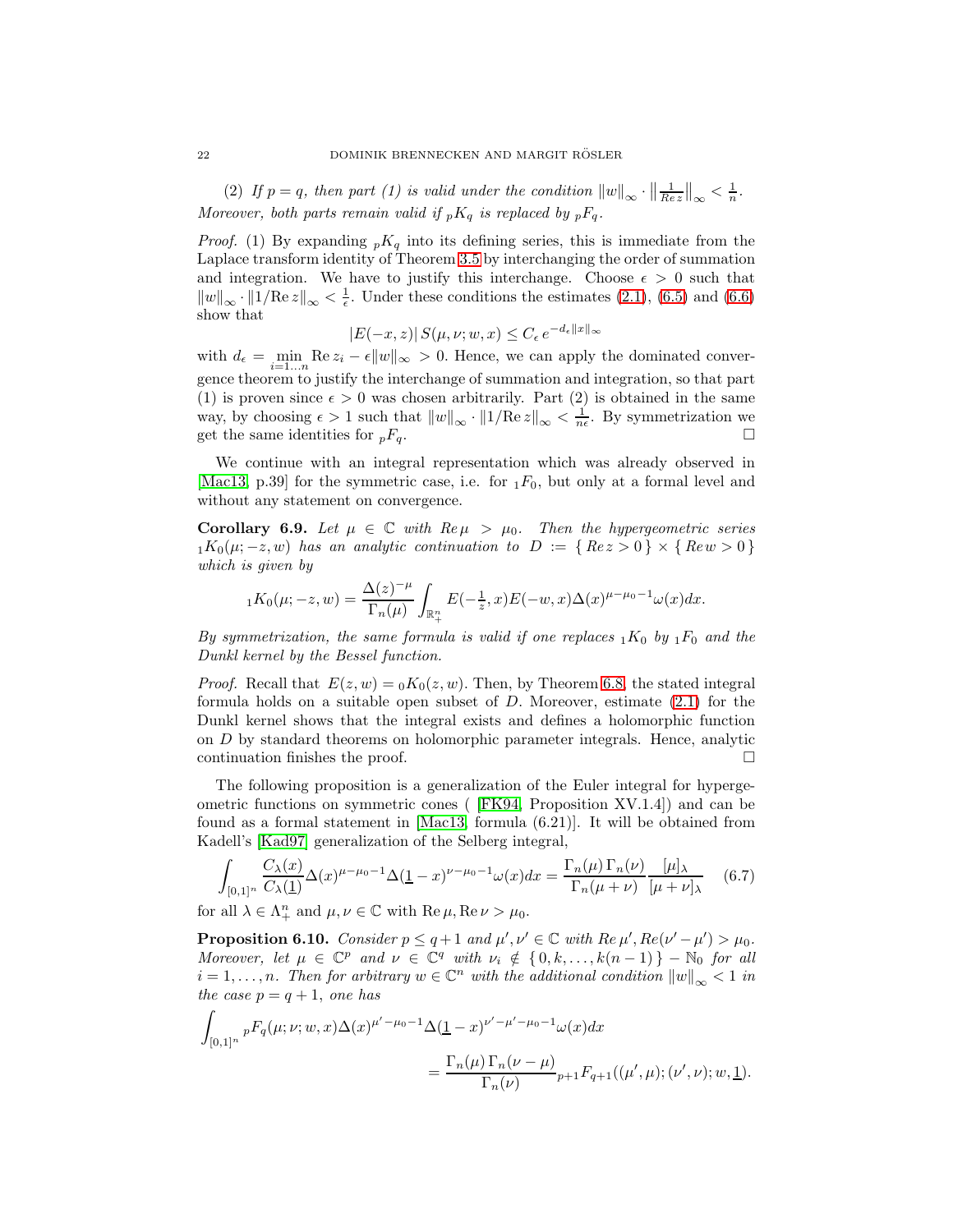(2) *If $p = q$, then part (1) is valid under the condition $\|w\|_\infty \cdot \left\|\frac{1}{Re\, z}\right\|_\infty < \frac{1}{n}$. Moreover, both parts remain valid if ${}_pK_q$ is replaced by ${}_pF_q$.*

*Proof.* (1) By expanding ${}_pK_q$ into its defining series, this is immediate from the Laplace transform identity of Theorem 3.5 by interchanging the order of summation and integration. We have to justify this interchange. Choose $\epsilon > 0$ such that $\|w\|_\infty \cdot \|1/\mathrm{Re}\, z\|_\infty < \frac{1}{\epsilon}$. Under these conditions the estimates (2.1), (6.5) and (6.6) show that

$$|E(-x,z)|\, S(\mu,\nu;w,x) \leq C_\epsilon\, e^{-d_\epsilon \|x\|_\infty}$$

with $d_\epsilon = \min_{i=1\ldots n} \mathrm{Re}\, z_i - \epsilon \|w\|_\infty > 0$. Hence, we can apply the dominated convergence theorem to justify the interchange of summation and integration, so that part (1) is proven since $\epsilon > 0$ was chosen arbitrarily. Part (2) is obtained in the same way, by choosing $\epsilon > 1$ such that $\|w\|_\infty \cdot \|1/\mathrm{Re}\, z\|_\infty < \frac{1}{n\epsilon}$. By symmetrization we get the same identities for ${}_pF_q$. □

We continue with an integral representation which was already observed in [Mac13, p.39] for the symmetric case, i.e. for ${}_1F_0$, but only at a formal level and without any statement on convergence.

**Corollary 6.9.** *Let $\mu \in \mathbb{C}$ with $Re\, \mu > \mu_0$. Then the hypergeometric series ${}_1K_0(\mu; -z, w)$ has an analytic continuation to $D := \{ Re\, z > 0 \} \times \{ Re\, w > 0 \}$ which is given by*

$${}_1K_0(\mu; -z, w) = \frac{\Delta(z)^{-\mu}}{\Gamma_n(\mu)} \int_{\mathbb{R}_+^n} E(-\tfrac{1}{z}, x) E(-w, x) \Delta(x)^{\mu-\mu_0-1} \omega(x) dx.$$

*By symmetrization, the same formula is valid if one replaces ${}_1K_0$ by ${}_1F_0$ and the Dunkl kernel by the Bessel function.*

*Proof.* Recall that $E(z,w) = {}_0K_0(z,w)$. Then, by Theorem 6.8, the stated integral formula holds on a suitable open subset of $D$. Moreover, estimate (2.1) for the Dunkl kernel shows that the integral exists and defines a holomorphic function on $D$ by standard theorems on holomorphic parameter integrals. Hence, analytic continuation finishes the proof. □

The following proposition is a generalization of the Euler integral for hypergeometric functions on symmetric cones ( [FK94, Proposition XV.1.4]) and can be found as a formal statement in [Mac13, formula (6.21)]. It will be obtained from Kadell's [Kad97] generalization of the Selberg integral,

$$\int_{[0,1]^n} \frac{C_\lambda(x)}{C_\lambda(\underline{1})} \Delta(x)^{\mu-\mu_0-1} \Delta(\underline{1}-x)^{\nu-\mu_0-1} \omega(x) dx = \frac{\Gamma_n(\mu)\, \Gamma_n(\nu)}{\Gamma_n(\mu+\nu)} \frac{[\mu]_\lambda}{[\mu+\nu]_\lambda} \tag{6.7}$$

for all $\lambda \in \Lambda_+^n$ and $\mu, \nu \in \mathbb{C}$ with $\mathrm{Re}\, \mu, \mathrm{Re}\, \nu > \mu_0$.

**Proposition 6.10.** *Consider $p \leq q+1$ and $\mu', \nu' \in \mathbb{C}$ with $Re\, \mu', Re(\nu' - \mu') > \mu_0$. Moreover, let $\mu \in \mathbb{C}^p$ and $\nu \in \mathbb{C}^q$ with $\nu_i \notin \{0, k, \ldots, k(n-1)\} - \mathbb{N}_0$ for all $i = 1, \ldots, n$. Then for arbitrary $w \in \mathbb{C}^n$ with the additional condition $\|w\|_\infty < 1$ in the case $p = q+1$, one has*

$$\int_{[0,1]^n} {}_pF_q(\mu;\nu;w,x) \Delta(x)^{\mu'-\mu_0-1} \Delta(\underline{1}-x)^{\nu'-\mu'-\mu_0-1} \omega(x) dx$$
$$= \frac{\Gamma_n(\mu)\, \Gamma_n(\nu-\mu)}{\Gamma_n(\nu)} {}_{p+1}F_{q+1}((\mu',\mu);(\nu',\nu);w,\underline{1}).$$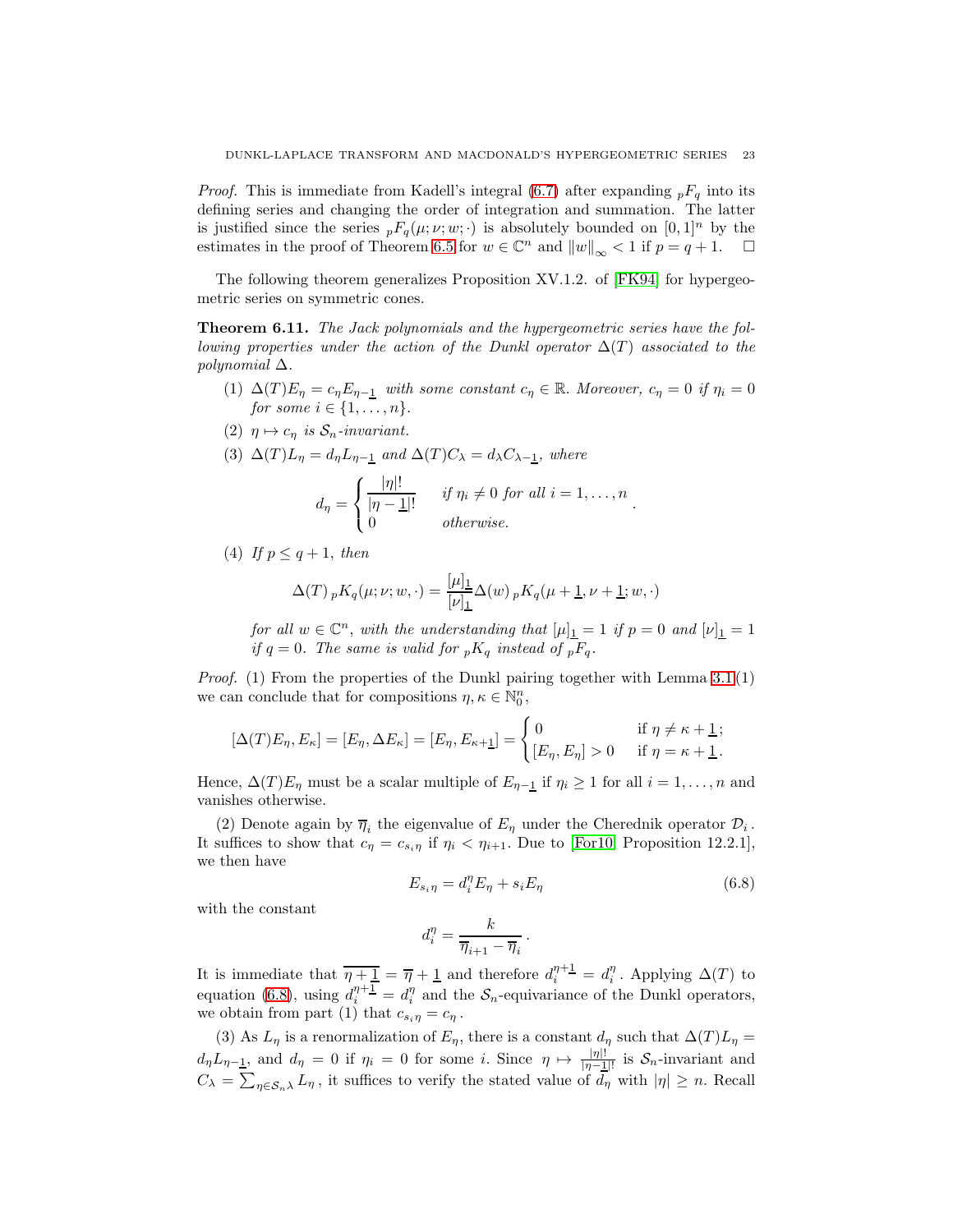*Proof.* This is immediate from Kadell's integral (6.7) after expanding ${}_pF_q$ into its defining series and changing the order of integration and summation. The latter is justified since the series ${}_pF_q(\mu;\nu;w;\cdot)$ is absolutely bounded on $[0,1]^n$ by the estimates in the proof of Theorem 6.5 for $w\in\mathbb{C}^n$ and $\|w\|_\infty<1$ if $p=q+1$. $\square$

The following theorem generalizes Proposition XV.1.2. of [FK94] for hypergeometric series on symmetric cones.

**Theorem 6.11.** *The Jack polynomials and the hypergeometric series have the following properties under the action of the Dunkl operator $\Delta(T)$ associated to the polynomial $\Delta$.*

1. *$\Delta(T)E_\eta = c_\eta E_{\eta-\underline{1}}$ with some constant $c_\eta\in\mathbb{R}$. Moreover, $c_\eta=0$ if $\eta_i=0$ for some $i\in\{1,\ldots,n\}$.*
2. *$\eta\mapsto c_\eta$ is $\mathcal{S}_n$-invariant.*
3. *$\Delta(T)L_\eta = d_\eta L_{\eta-\underline{1}}$ and $\Delta(T)C_\lambda = d_\lambda C_{\lambda-\underline{1}}$, where*
$$d_\eta=\begin{cases}\dfrac{|\eta|!}{|\eta-\underline{1}|!} & \text{if } \eta_i\neq 0 \text{ for all } i=1,\ldots,n\\ 0 & \text{otherwise.}\end{cases}.$$
4. *If $p\le q+1$, then*
$$\Delta(T)\,{}_pK_q(\mu;\nu;w,\cdot)=\frac{[\mu]_{\underline{1}}}{[\nu]_{\underline{1}}}\Delta(w)\,{}_pK_q(\mu+\underline{1},\nu+\underline{1};w,\cdot)$$
*for all $w\in\mathbb{C}^n$, with the understanding that $[\mu]_{\underline{1}}=1$ if $p=0$ and $[\nu]_{\underline{1}}=1$ if $q=0$. The same is valid for ${}_pK_q$ instead of ${}_pF_q$.*

*Proof.* (1) From the properties of the Dunkl pairing together with Lemma 3.1(1) we can conclude that for compositions $\eta,\kappa\in\mathbb{N}_0^n$,
$$[\Delta(T)E_\eta,E_\kappa]=[E_\eta,\Delta E_\kappa]=[E_\eta,E_{\kappa+\underline{1}}]=\begin{cases}0 & \text{if } \eta\neq\kappa+\underline{1};\\ [E_\eta,E_\eta]>0 & \text{if } \eta=\kappa+\underline{1}.\end{cases}$$
Hence, $\Delta(T)E_\eta$ must be a scalar multiple of $E_{\eta-\underline{1}}$ if $\eta_i\ge 1$ for all $i=1,\ldots,n$ and vanishes otherwise.

(2) Denote again by $\overline{\eta}_i$ the eigenvalue of $E_\eta$ under the Cherednik operator $\mathcal{D}_i$. It suffices to show that $c_\eta=c_{s_i\eta}$ if $\eta_i<\eta_{i+1}$. Due to [For10, Proposition 12.2.1], we then have
$$E_{s_i\eta}=d_i^\eta E_\eta+s_iE_\eta \tag{6.8}$$
with the constant
$$d_i^\eta=\frac{k}{\overline{\eta}_{i+1}-\overline{\eta}_i}\,.$$
It is immediate that $\overline{\eta+\underline{1}}=\overline{\eta}+\underline{1}$ and therefore $d_i^{\eta+\underline{1}}=d_i^\eta$. Applying $\Delta(T)$ to equation (6.8), using $d_i^{\eta+\underline{1}}=d_i^\eta$ and the $\mathcal{S}_n$-equivariance of the Dunkl operators, we obtain from part (1) that $c_{s_i\eta}=c_\eta$.

(3) As $L_\eta$ is a renormalization of $E_\eta$, there is a constant $d_\eta$ such that $\Delta(T)L_\eta=d_\eta L_{\eta-\underline{1}}$, and $d_\eta=0$ if $\eta_i=0$ for some $i$. Since $\eta\mapsto\frac{|\eta|!}{|\eta-\underline{1}|!}$ is $\mathcal{S}_n$-invariant and $C_\lambda=\sum_{\eta\in\mathcal{S}_n\lambda}L_\eta$, it suffices to verify the stated value of $d_\eta$ with $|\eta|\ge n$. Recall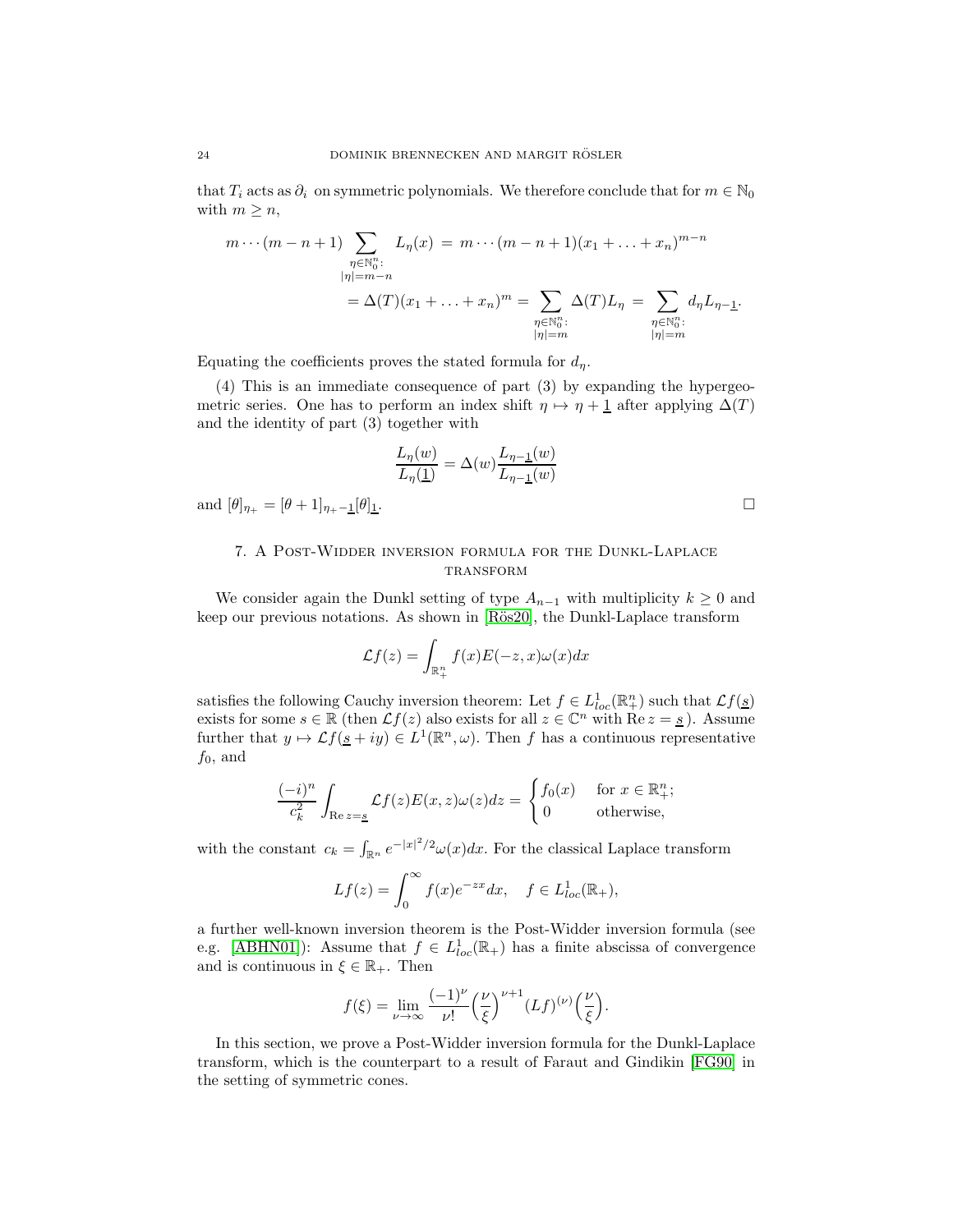that $T_i$ acts as $\partial_i$ on symmetric polynomials. We therefore conclude that for $m \in \mathbb{N}_0$ with $m \geq n$,

$$
\begin{aligned}
m \cdots (m-n+1) \sum_{\substack{\eta \in \mathbb{N}_0^n: \\ |\eta| = m-n}} L_\eta(x) \;&=\; m \cdots (m-n+1)(x_1 + \ldots + x_n)^{m-n} \\
&= \Delta(T)(x_1 + \ldots + x_n)^m = \sum_{\substack{\eta \in \mathbb{N}_0^n: \\ |\eta| = m}} \Delta(T) L_\eta \;=\; \sum_{\substack{\eta \in \mathbb{N}_0^n: \\ |\eta| = m}} d_\eta L_{\eta - \underline{1}}.
\end{aligned}
$$

Equating the coefficients proves the stated formula for $d_\eta$.

(4) This is an immediate consequence of part (3) by expanding the hypergeometric series. One has to perform an index shift $\eta \mapsto \eta + \underline{1}$ after applying $\Delta(T)$ and the identity of part (3) together with

$$
\frac{L_\eta(w)}{L_\eta(\underline{1})} = \Delta(w) \frac{L_{\eta - \underline{1}}(w)}{L_{\eta - \underline{1}}(w)}
$$

and $[\theta]_{\eta_+} = [\theta + 1]_{\eta_+ - \underline{1}} [\theta]_{\underline{1}}$. □

## 7. A Post-Widder inversion formula for the Dunkl-Laplace transform

We consider again the Dunkl setting of type $A_{n-1}$ with multiplicity $k \geq 0$ and keep our previous notations. As shown in [Rös20], the Dunkl-Laplace transform

$$
\mathcal{L}f(z) = \int_{\mathbb{R}_+^n} f(x) E(-z, x) \omega(x) dx
$$

satisfies the following Cauchy inversion theorem: Let $f \in L^1_{loc}(\mathbb{R}_+^n)$ such that $\mathcal{L}f(\underline{s})$ exists for some $s \in \mathbb{R}$ (then $\mathcal{L}f(z)$ also exists for all $z \in \mathbb{C}^n$ with $\operatorname{Re} z = \underline{s}$ ). Assume further that $y \mapsto \mathcal{L}f(\underline{s} + iy) \in L^1(\mathbb{R}^n, \omega)$. Then $f$ has a continuous representative $f_0$, and

$$
\frac{(-i)^n}{c_k^2} \int_{\operatorname{Re} z = \underline{s}} \mathcal{L}f(z) E(x, z) \omega(z) dz = \begin{cases} f_0(x) & \text{for } x \in \mathbb{R}_+^n; \\ 0 & \text{otherwise,} \end{cases}
$$

with the constant $c_k = \int_{\mathbb{R}^n} e^{-|x|^2/2} \omega(x) dx$. For the classical Laplace transform

$$
Lf(z) = \int_0^\infty f(x) e^{-zx} dx, \quad f \in L^1_{loc}(\mathbb{R}_+),
$$

a further well-known inversion theorem is the Post-Widder inversion formula (see e.g. [ABHN01]): Assume that $f \in L^1_{loc}(\mathbb{R}_+)$ has a finite abscissa of convergence and is continuous in $\xi \in \mathbb{R}_+$. Then

$$
f(\xi) = \lim_{\nu \to \infty} \frac{(-1)^\nu}{\nu!} \Big(\frac{\nu}{\xi}\Big)^{\nu+1} (Lf)^{(\nu)}\Big(\frac{\nu}{\xi}\Big).
$$

In this section, we prove a Post-Widder inversion formula for the Dunkl-Laplace transform, which is the counterpart to a result of Faraut and Gindikin [FG90] in the setting of symmetric cones.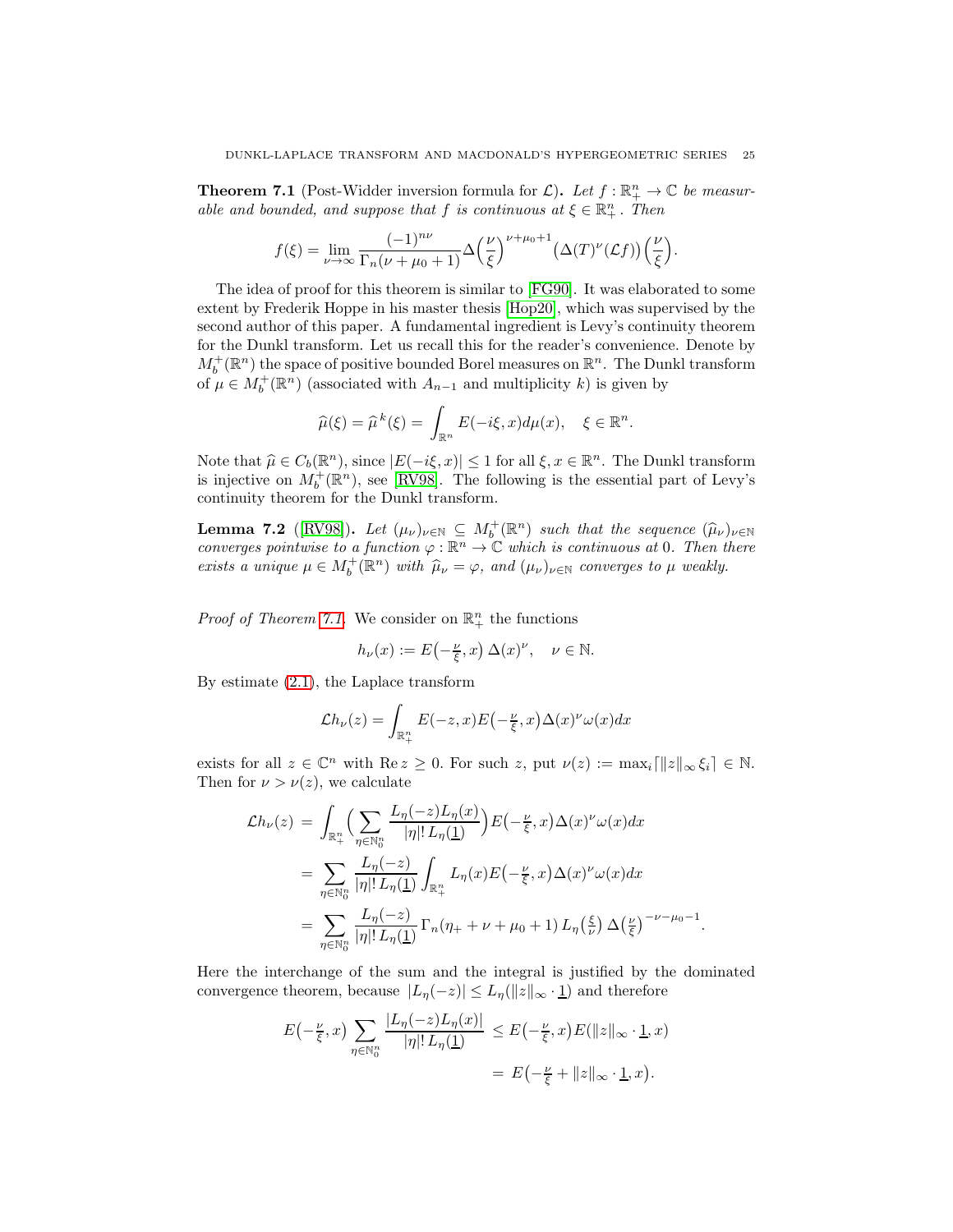**Theorem 7.1** (Post-Widder inversion formula for $\mathcal{L}$)**.** *Let $f:\mathbb{R}^n_+\to\mathbb{C}$ be measurable and bounded, and suppose that $f$ is continuous at $\xi\in\mathbb{R}^n_+$. Then*

$$f(\xi)=\lim_{\nu\to\infty}\frac{(-1)^{n\nu}}{\Gamma_n(\nu+\mu_0+1)}\Delta\Big(\frac{\nu}{\xi}\Big)^{\nu+\mu_0+1}\big(\Delta(T)^\nu(\mathcal{L}f)\big)\Big(\frac{\nu}{\xi}\Big).$$

The idea of proof for this theorem is similar to [FG90]. It was elaborated to some extent by Frederik Hoppe in his master thesis [Hop20], which was supervised by the second author of this paper. A fundamental ingredient is Levy's continuity theorem for the Dunkl transform. Let us recall this for the reader's convenience. Denote by $M_b^+(\mathbb{R}^n)$ the space of positive bounded Borel measures on $\mathbb{R}^n$. The Dunkl transform of $\mu\in M_b^+(\mathbb{R}^n)$ (associated with $A_{n-1}$ and multiplicity $k$) is given by

$$\widehat{\mu}(\xi)=\widehat{\mu}^{\,k}(\xi)=\int_{\mathbb{R}^n}E(-i\xi,x)d\mu(x),\quad \xi\in\mathbb{R}^n.$$

Note that $\widehat{\mu}\in C_b(\mathbb{R}^n)$, since $|E(-i\xi,x)|\leq 1$ for all $\xi,x\in\mathbb{R}^n$. The Dunkl transform is injective on $M_b^+(\mathbb{R}^n)$, see [RV98]. The following is the essential part of Levy's continuity theorem for the Dunkl transform.

**Lemma 7.2** ([RV98])**.** *Let $(\mu_\nu)_{\nu\in\mathbb{N}}\subseteq M_b^+(\mathbb{R}^n)$ such that the sequence $(\widehat{\mu}_\nu)_{\nu\in\mathbb{N}}$ converges pointwise to a function $\varphi:\mathbb{R}^n\to\mathbb{C}$ which is continuous at $0$. Then there exists a unique $\mu\in M_b^+(\mathbb{R}^n)$ with $\widehat{\mu}_\nu=\varphi$, and $(\mu_\nu)_{\nu\in\mathbb{N}}$ converges to $\mu$ weakly.*

*Proof of Theorem 7.1.* We consider on $\mathbb{R}^n_+$ the functions

$$h_\nu(x):=E\big(-\tfrac{\nu}{\xi},x\big)\,\Delta(x)^\nu,\quad \nu\in\mathbb{N}.$$

By estimate (2.1), the Laplace transform

$$\mathcal{L}h_\nu(z)=\int_{\mathbb{R}^n_+}E(-z,x)E\big(-\tfrac{\nu}{\xi},x\big)\Delta(x)^\nu\omega(x)dx$$

exists for all $z\in\mathbb{C}^n$ with $\operatorname{Re}z\geq 0$. For such $z$, put $\nu(z):=\max_i\lceil\|z\|_\infty\xi_i\rceil\in\mathbb{N}$. Then for $\nu>\nu(z)$, we calculate

$$\begin{aligned}\mathcal{L}h_\nu(z)&=\int_{\mathbb{R}^n_+}\Big(\sum_{\eta\in\mathbb{N}_0^n}\frac{L_\eta(-z)L_\eta(x)}{|\eta|!\,L_\eta(\underline{1})}\Big)E\big(-\tfrac{\nu}{\xi},x\big)\Delta(x)^\nu\omega(x)dx\\&=\sum_{\eta\in\mathbb{N}_0^n}\frac{L_\eta(-z)}{|\eta|!\,L_\eta(\underline{1})}\int_{\mathbb{R}^n_+}L_\eta(x)E\big(-\tfrac{\nu}{\xi},x\big)\Delta(x)^\nu\omega(x)dx\\&=\sum_{\eta\in\mathbb{N}_0^n}\frac{L_\eta(-z)}{|\eta|!\,L_\eta(\underline{1})}\,\Gamma_n(\eta_++\nu+\mu_0+1)\,L_\eta\big(\tfrac{\xi}{\nu}\big)\,\Delta\big(\tfrac{\nu}{\xi}\big)^{-\nu-\mu_0-1}.\end{aligned}$$

Here the interchange of the sum and the integral is justified by the dominated convergence theorem, because $|L_\eta(-z)|\leq L_\eta(\|z\|_\infty\cdot\underline{1})$ and therefore

$$\begin{aligned}E\big(-\tfrac{\nu}{\xi},x\big)\sum_{\eta\in\mathbb{N}_0^n}\frac{|L_\eta(-z)L_\eta(x)|}{|\eta|!\,L_\eta(\underline{1})}&\leq E\big(-\tfrac{\nu}{\xi},x\big)E(\|z\|_\infty\cdot\underline{1},x)\\&=E\big(-\tfrac{\nu}{\xi}+\|z\|_\infty\cdot\underline{1},x\big).\end{aligned}$$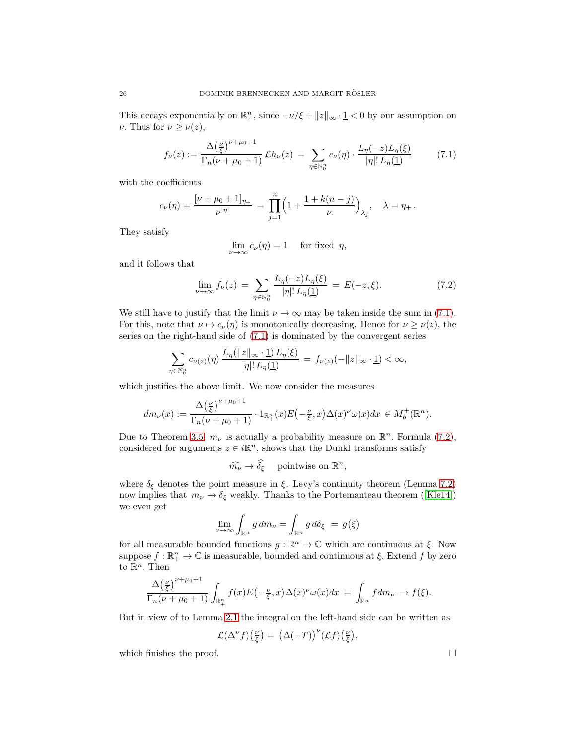This decays exponentially on $\mathbb{R}^n_+$, since $-\nu/\xi + \|z\|_\infty \cdot \underline{1} < 0$ by our assumption on $\nu$. Thus for $\nu \geq \nu(z)$,

$$f_\nu(z) := \frac{\Delta\big(\frac{\nu}{\xi}\big)^{\nu+\mu_0+1}}{\Gamma_n(\nu+\mu_0+1)}\,\mathcal{L}h_\nu(z) \;=\; \sum_{\eta\in\mathbb{N}_0^n} c_\nu(\eta)\cdot\frac{L_\eta(-z)L_\eta(\xi)}{|\eta|!\,L_\eta(\underline{1})} \tag{7.1}$$

with the coefficients

$$c_\nu(\eta) = \frac{[\nu+\mu_0+1]_{\eta_+}}{\nu^{|\eta|}} \;=\; \prod_{j=1}^n \Big(1+\frac{1+k(n-j)}{\nu}\Big)_{\lambda_j}, \quad \lambda = \eta_+\,.$$

They satisfy

$$\lim_{\nu\to\infty} c_\nu(\eta) = 1 \quad \text{ for fixed } \eta,$$

and it follows that

$$\lim_{\nu\to\infty} f_\nu(z) \;=\; \sum_{\eta\in\mathbb{N}_0^n}\frac{L_\eta(-z)L_\eta(\xi)}{|\eta|!\,L_\eta(\underline{1})} \;=\; E(-z,\xi). \tag{7.2}$$

We still have to justify that the limit $\nu\to\infty$ may be taken inside the sum in (7.1). For this, note that $\nu\mapsto c_\nu(\eta)$ is monotonically decreasing. Hence for $\nu\geq\nu(z)$, the series on the right-hand side of (7.1) is dominated by the convergent series

$$\sum_{\eta\in\mathbb{N}_0^n} c_{\nu(z)}(\eta)\,\frac{L_\eta(\|z\|_\infty\cdot\underline{1})\,L_\eta(\xi)}{|\eta|!\,L_\eta(\underline{1})} \;=\; f_{\nu(z)}(-\|z\|_\infty\cdot\underline{1}) < \infty,$$

which justifies the above limit. We now consider the measures

$$dm_\nu(x) := \frac{\Delta\big(\frac{\nu}{\xi}\big)^{\nu+\mu_0+1}}{\Gamma_n(\nu+\mu_0+1)}\cdot 1_{\mathbb{R}^n_+}(x)E\big(-\tfrac{\nu}{\xi},x\big)\Delta(x)^\nu\omega(x)dx \,\in M_b^+(\mathbb{R}^n).$$

Due to Theorem 3.5, $m_\nu$ is actually a probability measure on $\mathbb{R}^n$. Formula (7.2), considered for arguments $z\in i\mathbb{R}^n$, shows that the Dunkl transforms satisfy

$$\widehat{m_\nu}\to\widehat{\delta_\xi} \quad \text{ pointwise on } \mathbb{R}^n,$$

where $\delta_\xi$ denotes the point measure in $\xi$. Levy's continuity theorem (Lemma 7.2) now implies that $m_\nu\to\delta_\xi$ weakly. Thanks to the Portemanteau theorem ([Kle14]) we even get

$$\lim_{\nu\to\infty}\int_{\mathbb{R}^n} g\,dm_\nu = \int_{\mathbb{R}^n} g\,d\delta_\xi \;=\; g\big(\xi\big)$$

for all measurable bounded functions $g:\mathbb{R}^n\to\mathbb{C}$ which are continuous at $\xi$. Now suppose $f:\mathbb{R}^n_+\to\mathbb{C}$ is measurable, bounded and continuous at $\xi$. Extend $f$ by zero to $\mathbb{R}^n$. Then

$$\frac{\Delta\big(\frac{\nu}{\xi}\big)^{\nu+\mu_0+1}}{\Gamma_n(\nu+\mu_0+1)}\int_{\mathbb{R}^n_+} f(x)E\big(-\tfrac{\nu}{\xi},x\big)\Delta(x)^\nu\omega(x)dx \;=\; \int_{\mathbb{R}^n} f dm_\nu \;\to f(\xi).$$

But in view of to Lemma 2.1 the integral on the left-hand side can be written as

$$\mathcal{L}(\Delta^\nu f)\big(\tfrac{\nu}{\xi}\big) = \big(\Delta(-T)\big)^\nu(\mathcal{L}f)\big(\tfrac{\nu}{\xi}\big),$$

which finishes the proof. $\square$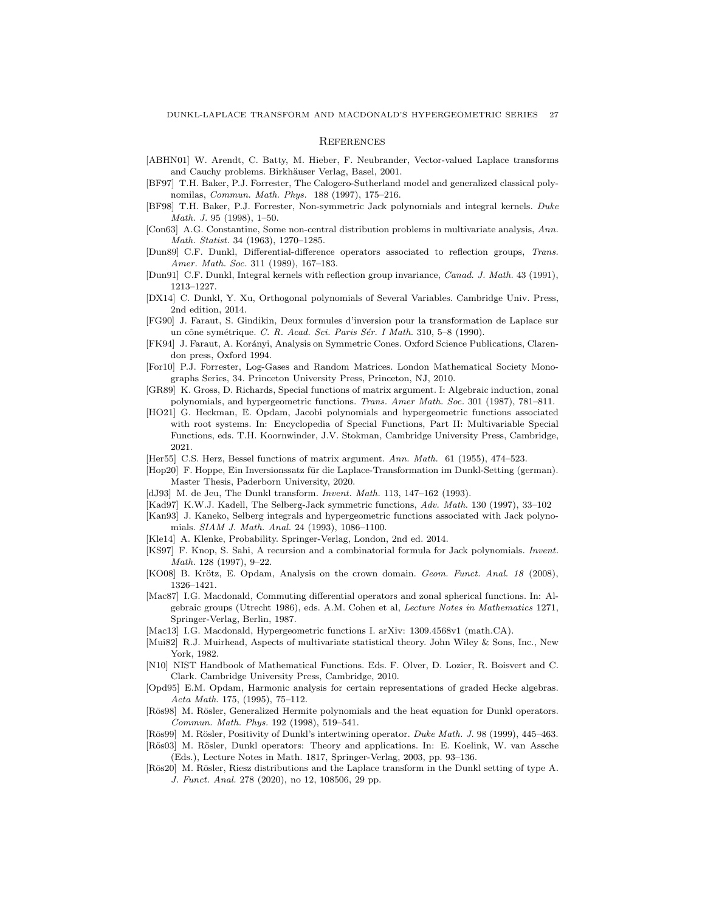## References

[ABHN01] W. Arendt, C. Batty, M. Hieber, F. Neubrander, Vector-valued Laplace transforms and Cauchy problems. Birkhäuser Verlag, Basel, 2001.

[BF97] T.H. Baker, P.J. Forrester, The Calogero-Sutherland model and generalized classical polynomilas, *Commun. Math. Phys.* 188 (1997), 175–216.

[BF98] T.H. Baker, P.J. Forrester, Non-symmetric Jack polynomials and integral kernels. *Duke Math. J.* 95 (1998), 1–50.

[Con63] A.G. Constantine, Some non-central distribution problems in multivariate analysis, *Ann. Math. Statist.* 34 (1963), 1270–1285.

[Dun89] C.F. Dunkl, Differential-difference operators associated to reflection groups, *Trans. Amer. Math. Soc.* 311 (1989), 167–183.

[Dun91] C.F. Dunkl, Integral kernels with reflection group invariance, *Canad. J. Math.* 43 (1991), 1213–1227.

[DX14] C. Dunkl, Y. Xu, Orthogonal polynomials of Several Variables. Cambridge Univ. Press, 2nd edition, 2014.

[FG90] J. Faraut, S. Gindikin, Deux formules d'inversion pour la transformation de Laplace sur un cône symétrique. *C. R. Acad. Sci. Paris Sér. I Math.* 310, 5–8 (1990).

[FK94] J. Faraut, A. Korányi, Analysis on Symmetric Cones. Oxford Science Publications, Clarendon press, Oxford 1994.

[For10] P.J. Forrester, Log-Gases and Random Matrices. London Mathematical Society Monographs Series, 34. Princeton University Press, Princeton, NJ, 2010.

[GR89] K. Gross, D. Richards, Special functions of matrix argument. I: Algebraic induction, zonal polynomials, and hypergeometric functions. *Trans. Amer Math. Soc.* 301 (1987), 781–811.

[HO21] G. Heckman, E. Opdam, Jacobi polynomials and hypergeometric functions associated with root systems. In: Encyclopedia of Special Functions, Part II: Multivariable Special Functions, eds. T.H. Koornwinder, J.V. Stokman, Cambridge University Press, Cambridge, 2021.

[Her55] C.S. Herz, Bessel functions of matrix argument. *Ann. Math.* 61 (1955), 474–523.

[Hop20] F. Hoppe, Ein Inversionssatz für die Laplace-Transformation im Dunkl-Setting (german). Master Thesis, Paderborn University, 2020.

[dJ93] M. de Jeu, The Dunkl transform. *Invent. Math.* 113, 147–162 (1993).

[Kad97] K.W.J. Kadell, The Selberg-Jack symmetric functions, *Adv. Math.* 130 (1997), 33–102

[Kan93] J. Kaneko, Selberg integrals and hypergeometric functions associated with Jack polynomials. *SIAM J. Math. Anal.* 24 (1993), 1086–1100.

[Kle14] A. Klenke, Probability. Springer-Verlag, London, 2nd ed. 2014.

[KS97] F. Knop, S. Sahi, A recursion and a combinatorial formula for Jack polynomials. *Invent. Math.* 128 (1997), 9–22.

[KO08] B. Krötz, E. Opdam, Analysis on the crown domain. *Geom. Funct. Anal. 18* (2008), 1326–1421.

[Mac87] I.G. Macdonald, Commuting differential operators and zonal spherical functions. In: Algebraic groups (Utrecht 1986), eds. A.M. Cohen et al, *Lecture Notes in Mathematics* 1271, Springer-Verlag, Berlin, 1987.

[Mac13] I.G. Macdonald, Hypergeometric functions I. arXiv: 1309.4568v1 (math.CA).

[Mui82] R.J. Muirhead, Aspects of multivariate statistical theory. John Wiley & Sons, Inc., New York, 1982.

[N10] NIST Handbook of Mathematical Functions. Eds. F. Olver, D. Lozier, R. Boisvert and C. Clark. Cambridge University Press, Cambridge, 2010.

[Opd95] E.M. Opdam, Harmonic analysis for certain representations of graded Hecke algebras. *Acta Math.* 175, (1995), 75–112.

[Rös98] M. Rösler, Generalized Hermite polynomials and the heat equation for Dunkl operators. *Commun. Math. Phys.* 192 (1998), 519–541.

[Rös99] M. Rösler, Positivity of Dunkl's intertwining operator. *Duke Math. J.* 98 (1999), 445–463.

[Rös03] M. Rösler, Dunkl operators: Theory and applications. In: E. Koelink, W. van Assche (Eds.), Lecture Notes in Math. 1817, Springer-Verlag, 2003, pp. 93–136.

[Rös20] M. Rösler, Riesz distributions and the Laplace transform in the Dunkl setting of type A. *J. Funct. Anal.* 278 (2020), no 12, 108506, 29 pp.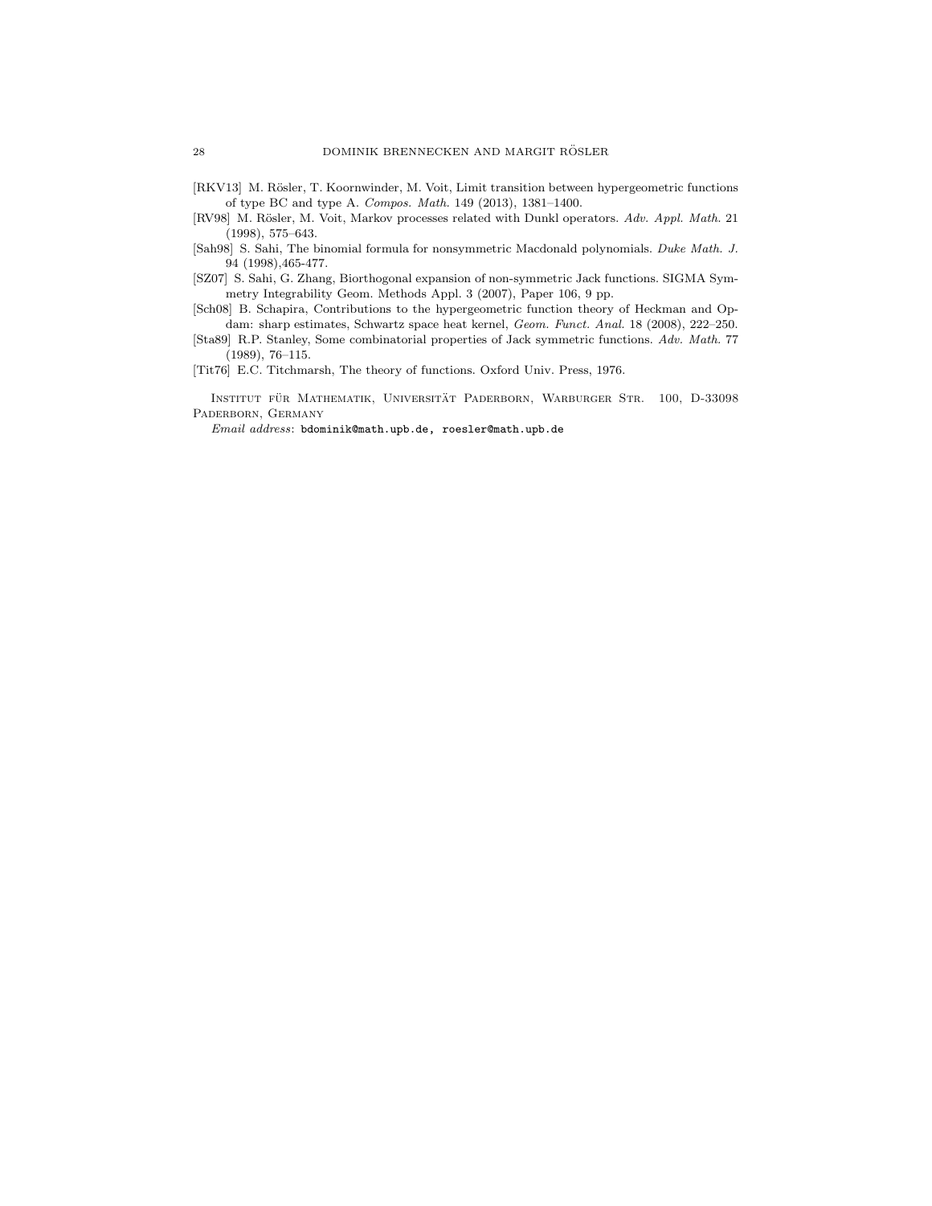[RKV13] M. Rösler, T. Koornwinder, M. Voit, Limit transition between hypergeometric functions of type BC and type A. *Compos. Math.* 149 (2013), 1381–1400.

[RV98] M. Rösler, M. Voit, Markov processes related with Dunkl operators. *Adv. Appl. Math.* 21 (1998), 575–643.

[Sah98] S. Sahi, The binomial formula for nonsymmetric Macdonald polynomials. *Duke Math. J.* 94 (1998),465-477.

[SZ07] S. Sahi, G. Zhang, Biorthogonal expansion of non-symmetric Jack functions. SIGMA Symmetry Integrability Geom. Methods Appl. 3 (2007), Paper 106, 9 pp.

[Sch08] B. Schapira, Contributions to the hypergeometric function theory of Heckman and Opdam: sharp estimates, Schwartz space heat kernel, *Geom. Funct. Anal.* 18 (2008), 222–250.

[Sta89] R.P. Stanley, Some combinatorial properties of Jack symmetric functions. *Adv. Math.* 77 (1989), 76–115.

[Tit76] E.C. Titchmarsh, The theory of functions. Oxford Univ. Press, 1976.

Institut für Mathematik, Universität Paderborn, Warburger Str. 100, D-33098 Paderborn, Germany

*Email address*: `bdominik@math.upb.de, roesler@math.upb.de`